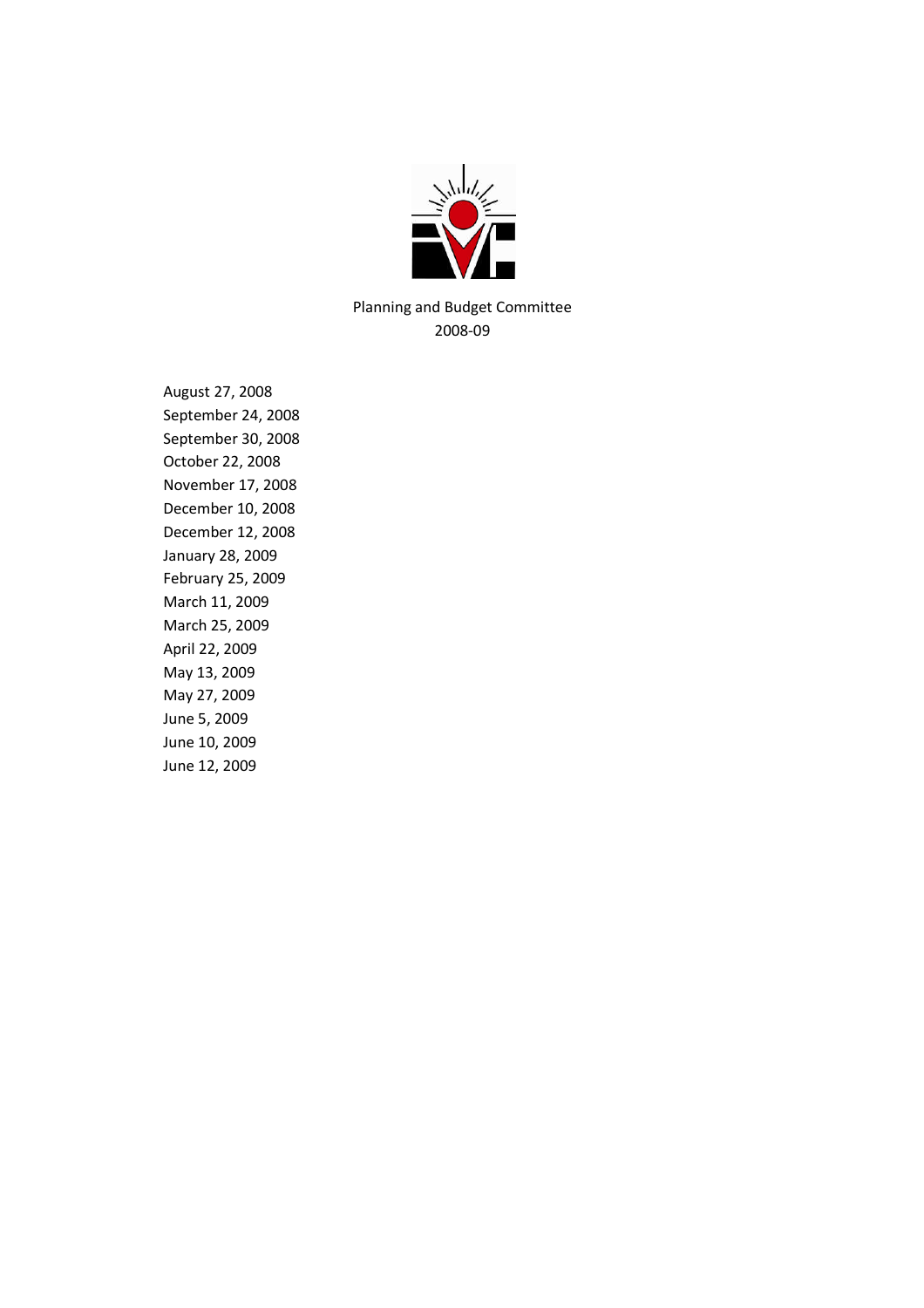Planning and Budget Committee
2008-09

August 27, 2008
September 24, 2008
September 30, 2008
October 22, 2008
November 17, 2008
December 10, 2008
December 12, 2008
January 28, 2009
February 25, 2009
March 11, 2009
March 25, 2009
April 22, 2009
May 13, 2009
May 27, 2009
June 5, 2009
June 10, 2009
June 12, 2009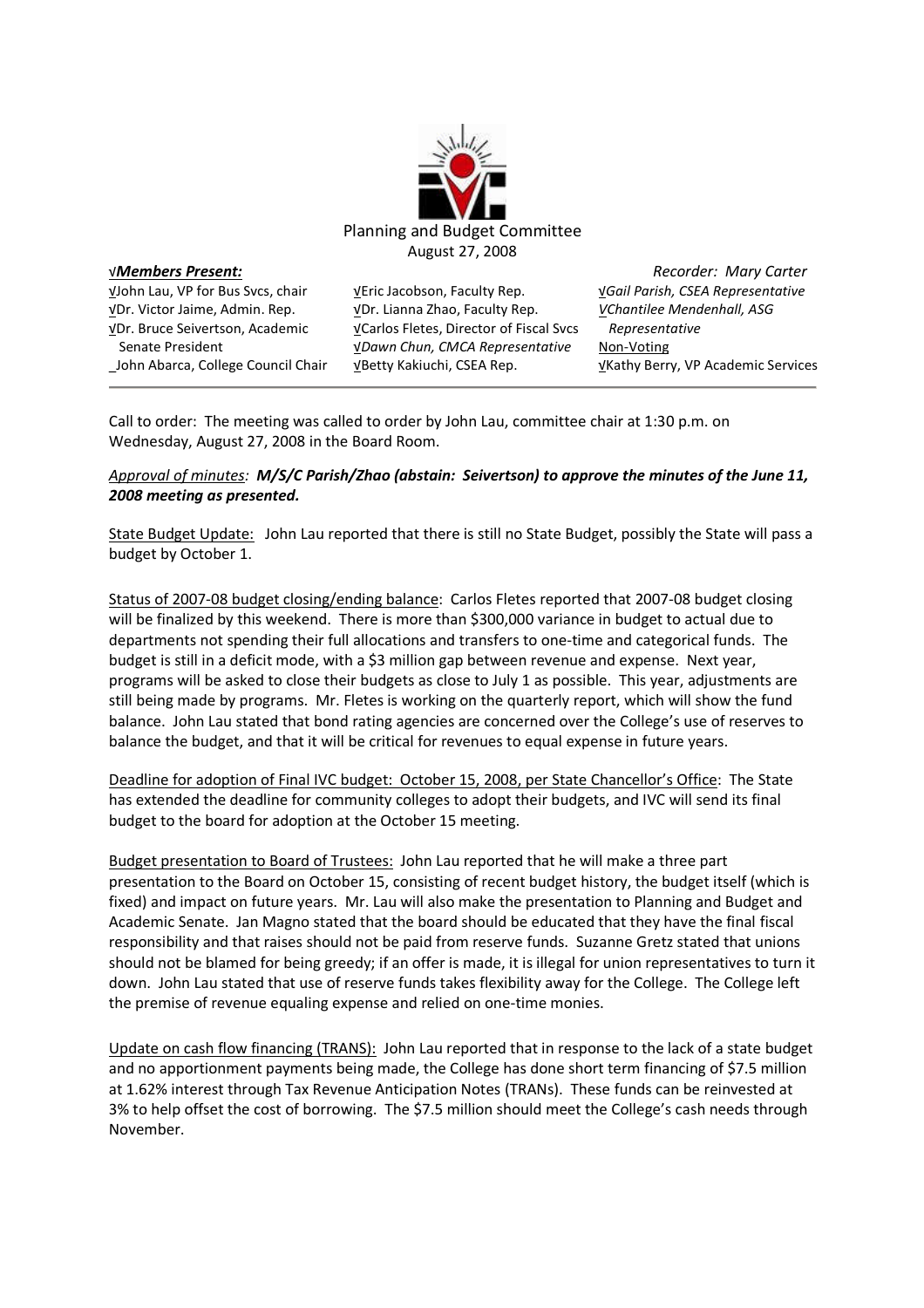Planning and Budget Committee
August 27, 2008

√***Members Present:*** *Recorder: Mary Carter*

√John Lau, VP for Bus Svcs, chair
√Dr. Victor Jaime, Admin. Rep.
√Dr. Bruce Seivertson, Academic Senate President
_John Abarca, College Council Chair
√Eric Jacobson, Faculty Rep.
√Dr. Lianna Zhao, Faculty Rep.
√Carlos Fletes, Director of Fiscal Svcs
√*Dawn Chun, CMCA Representative*
√Betty Kakiuchi, CSEA Rep.
√*Gail Parish, CSEA Representative*
√*Chantilee Mendenhall, ASG Representative*
Non-Voting
√Kathy Berry, VP Academic Services

Call to order: The meeting was called to order by John Lau, committee chair at 1:30 p.m. on Wednesday, August 27, 2008 in the Board Room.

*Approval of minutes:* ***M/S/C Parish/Zhao (abstain: Seivertson) to approve the minutes of the June 11, 2008 meeting as presented.***

State Budget Update: John Lau reported that there is still no State Budget, possibly the State will pass a budget by October 1.

Status of 2007-08 budget closing/ending balance: Carlos Fletes reported that 2007-08 budget closing will be finalized by this weekend. There is more than $300,000 variance in budget to actual due to departments not spending their full allocations and transfers to one-time and categorical funds. The budget is still in a deficit mode, with a $3 million gap between revenue and expense. Next year, programs will be asked to close their budgets as close to July 1 as possible. This year, adjustments are still being made by programs. Mr. Fletes is working on the quarterly report, which will show the fund balance. John Lau stated that bond rating agencies are concerned over the College's use of reserves to balance the budget, and that it will be critical for revenues to equal expense in future years.

Deadline for adoption of Final IVC budget: October 15, 2008, per State Chancellor's Office: The State has extended the deadline for community colleges to adopt their budgets, and IVC will send its final budget to the board for adoption at the October 15 meeting.

Budget presentation to Board of Trustees: John Lau reported that he will make a three part presentation to the Board on October 15, consisting of recent budget history, the budget itself (which is fixed) and impact on future years. Mr. Lau will also make the presentation to Planning and Budget and Academic Senate. Jan Magno stated that the board should be educated that they have the final fiscal responsibility and that raises should not be paid from reserve funds. Suzanne Gretz stated that unions should not be blamed for being greedy; if an offer is made, it is illegal for union representatives to turn it down. John Lau stated that use of reserve funds takes flexibility away for the College. The College left the premise of revenue equaling expense and relied on one-time monies.

Update on cash flow financing (TRANS): John Lau reported that in response to the lack of a state budget and no apportionment payments being made, the College has done short term financing of $7.5 million at 1.62% interest through Tax Revenue Anticipation Notes (TRANs). These funds can be reinvested at 3% to help offset the cost of borrowing. The $7.5 million should meet the College's cash needs through November.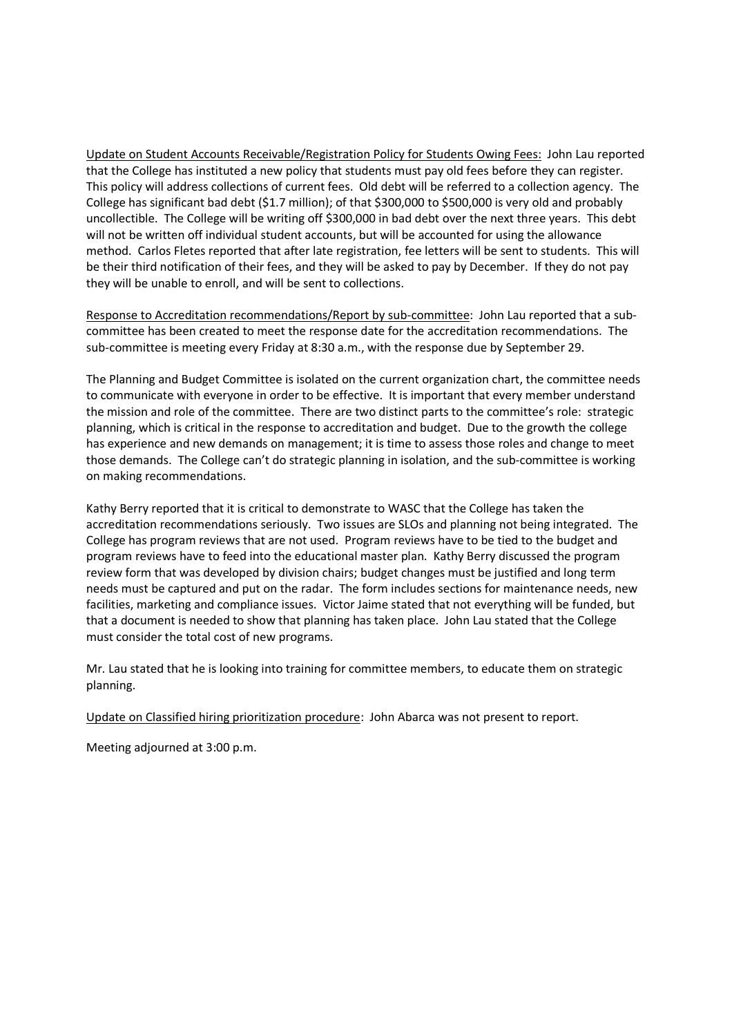<u>Update on Student Accounts Receivable/Registration Policy for Students Owing Fees:</u> John Lau reported that the College has instituted a new policy that students must pay old fees before they can register. This policy will address collections of current fees. Old debt will be referred to a collection agency. The College has significant bad debt ($1.7 million); of that $300,000 to $500,000 is very old and probably uncollectible. The College will be writing off $300,000 in bad debt over the next three years. This debt will not be written off individual student accounts, but will be accounted for using the allowance method. Carlos Fletes reported that after late registration, fee letters will be sent to students. This will be their third notification of their fees, and they will be asked to pay by December. If they do not pay they will be unable to enroll, and will be sent to collections.

<u>Response to Accreditation recommendations/Report by sub-committee</u>: John Lau reported that a sub-committee has been created to meet the response date for the accreditation recommendations. The sub-committee is meeting every Friday at 8:30 a.m., with the response due by September 29.

The Planning and Budget Committee is isolated on the current organization chart, the committee needs to communicate with everyone in order to be effective. It is important that every member understand the mission and role of the committee. There are two distinct parts to the committee's role: strategic planning, which is critical in the response to accreditation and budget. Due to the growth the college has experience and new demands on management; it is time to assess those roles and change to meet those demands. The College can't do strategic planning in isolation, and the sub-committee is working on making recommendations.

Kathy Berry reported that it is critical to demonstrate to WASC that the College has taken the accreditation recommendations seriously. Two issues are SLOs and planning not being integrated. The College has program reviews that are not used. Program reviews have to be tied to the budget and program reviews have to feed into the educational master plan. Kathy Berry discussed the program review form that was developed by division chairs; budget changes must be justified and long term needs must be captured and put on the radar. The form includes sections for maintenance needs, new facilities, marketing and compliance issues. Victor Jaime stated that not everything will be funded, but that a document is needed to show that planning has taken place. John Lau stated that the College must consider the total cost of new programs.

Mr. Lau stated that he is looking into training for committee members, to educate them on strategic planning.

<u>Update on Classified hiring prioritization procedure</u>: John Abarca was not present to report.

Meeting adjourned at 3:00 p.m.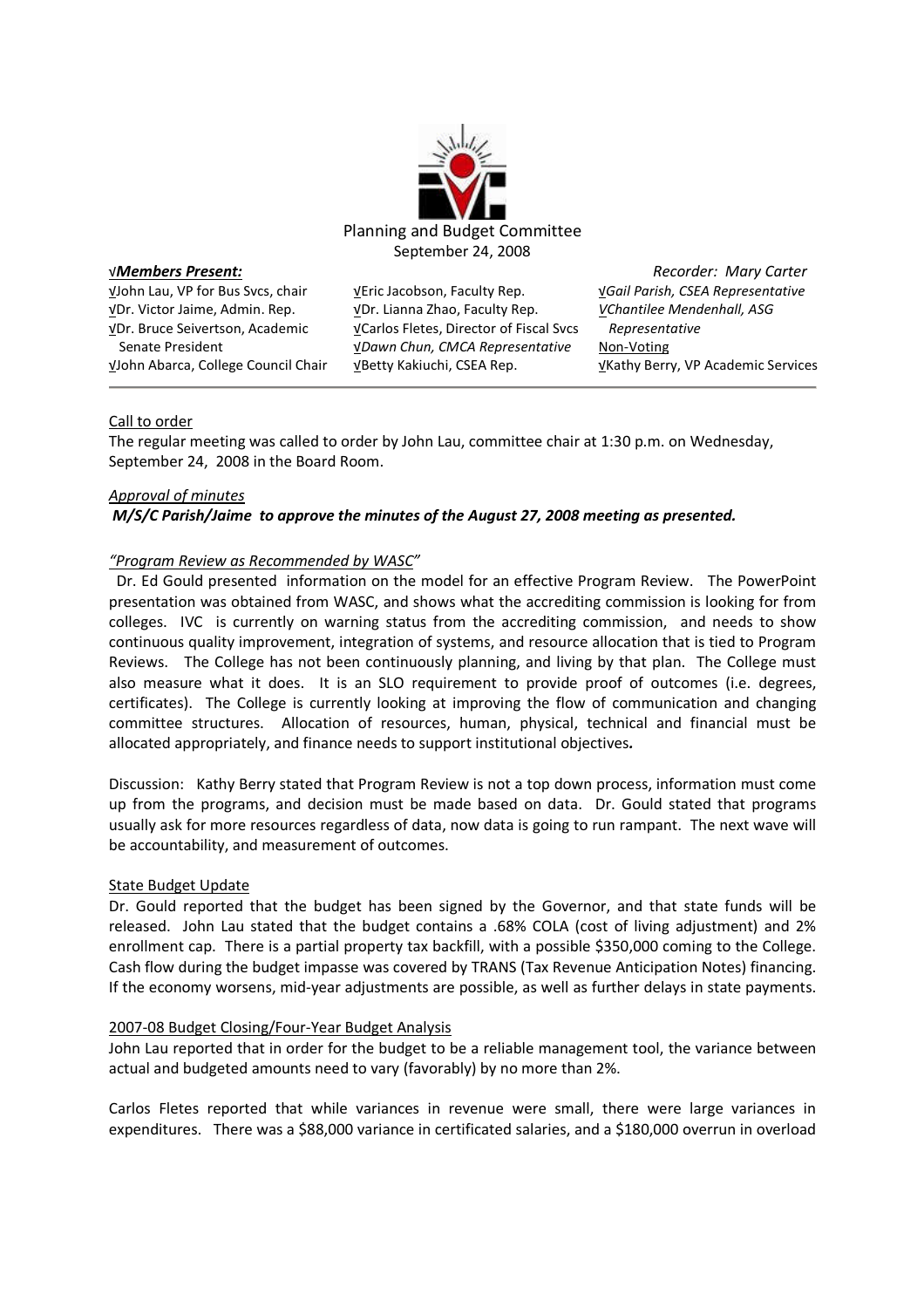Planning and Budget Committee
September 24, 2008

√***Members Present:*** *Recorder: Mary Carter*

√John Lau, VP for Bus Svcs, chair
√Dr. Victor Jaime, Admin. Rep.
√Dr. Bruce Seivertson, Academic Senate President
√John Abarca, College Council Chair
√Eric Jacobson, Faculty Rep.
√Dr. Lianna Zhao, Faculty Rep.
√Carlos Fletes, Director of Fiscal Svcs
√*Dawn Chun, CMCA Representative*
√Betty Kakiuchi, CSEA Rep.
√*Gail Parish, CSEA Representative*
V*Chantilee Mendenhall, ASG Representative*
Non-Voting
√Kathy Berry, VP Academic Services

---

Call to order

The regular meeting was called to order by John Lau, committee chair at 1:30 p.m. on Wednesday, September 24, 2008 in the Board Room.

*Approval of minutes*

***M/S/C Parish/Jaime to approve the minutes of the August 27, 2008 meeting as presented.***

*"Program Review as Recommended by WASC"*

Dr. Ed Gould presented information on the model for an effective Program Review. The PowerPoint presentation was obtained from WASC, and shows what the accrediting commission is looking for from colleges. IVC is currently on warning status from the accrediting commission, and needs to show continuous quality improvement, integration of systems, and resource allocation that is tied to Program Reviews. The College has not been continuously planning, and living by that plan. The College must also measure what it does. It is an SLO requirement to provide proof of outcomes (i.e. degrees, certificates). The College is currently looking at improving the flow of communication and changing committee structures. Allocation of resources, human, physical, technical and financial must be allocated appropriately, and finance needs to support institutional objectives.

Discussion: Kathy Berry stated that Program Review is not a top down process, information must come up from the programs, and decision must be made based on data. Dr. Gould stated that programs usually ask for more resources regardless of data, now data is going to run rampant. The next wave will be accountability, and measurement of outcomes.

State Budget Update

Dr. Gould reported that the budget has been signed by the Governor, and that state funds will be released. John Lau stated that the budget contains a .68% COLA (cost of living adjustment) and 2% enrollment cap. There is a partial property tax backfill, with a possible $350,000 coming to the College. Cash flow during the budget impasse was covered by TRANS (Tax Revenue Anticipation Notes) financing. If the economy worsens, mid-year adjustments are possible, as well as further delays in state payments.

2007-08 Budget Closing/Four-Year Budget Analysis

John Lau reported that in order for the budget to be a reliable management tool, the variance between actual and budgeted amounts need to vary (favorably) by no more than 2%.

Carlos Fletes reported that while variances in revenue were small, there were large variances in expenditures. There was a $88,000 variance in certificated salaries, and a $180,000 overrun in overload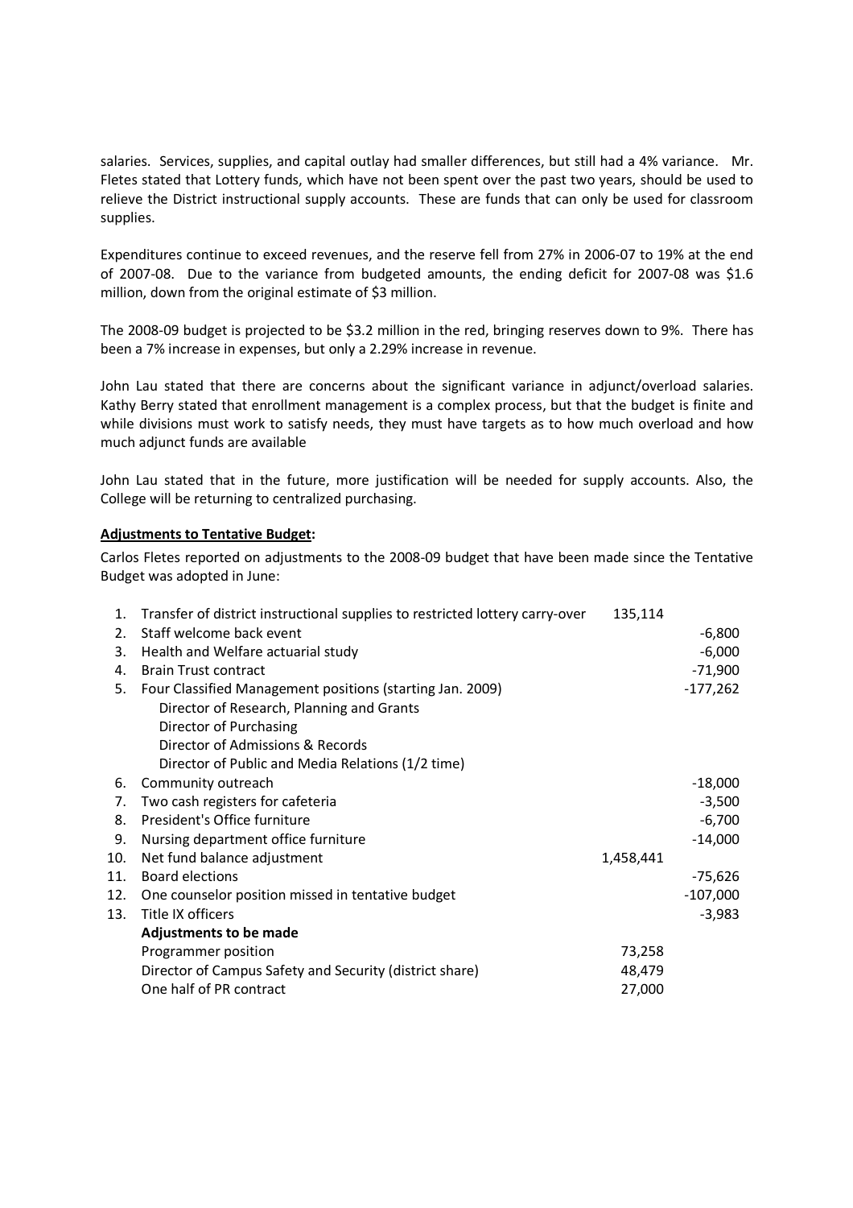salaries. Services, supplies, and capital outlay had smaller differences, but still had a 4% variance. Mr. Fletes stated that Lottery funds, which have not been spent over the past two years, should be used to relieve the District instructional supply accounts. These are funds that can only be used for classroom supplies.

Expenditures continue to exceed revenues, and the reserve fell from 27% in 2006-07 to 19% at the end of 2007-08. Due to the variance from budgeted amounts, the ending deficit for 2007-08 was $1.6 million, down from the original estimate of $3 million.

The 2008-09 budget is projected to be $3.2 million in the red, bringing reserves down to 9%. There has been a 7% increase in expenses, but only a 2.29% increase in revenue.

John Lau stated that there are concerns about the significant variance in adjunct/overload salaries. Kathy Berry stated that enrollment management is a complex process, but that the budget is finite and while divisions must work to satisfy needs, they must have targets as to how much overload and how much adjunct funds are available

John Lau stated that in the future, more justification will be needed for supply accounts. Also, the College will be returning to centralized purchasing.

**Adjustments to Tentative Budget:**

Carlos Fletes reported on adjustments to the 2008-09 budget that have been made since the Tentative Budget was adopted in June:

| | | | |
|---|---|---|---|
| 1. | Transfer of district instructional supplies to restricted lottery carry-over | 135,114 | |
| 2. | Staff welcome back event | | -6,800 |
| 3. | Health and Welfare actuarial study | | -6,000 |
| 4. | Brain Trust contract | | -71,900 |
| 5. | Four Classified Management positions (starting Jan. 2009) | | -177,262 |
| | Director of Research, Planning and Grants | | |
| | Director of Purchasing | | |
| | Director of Admissions & Records | | |
| | Director of Public and Media Relations (1/2 time) | | |
| 6. | Community outreach | | -18,000 |
| 7. | Two cash registers for cafeteria | | -3,500 |
| 8. | President's Office furniture | | -6,700 |
| 9. | Nursing department office furniture | | -14,000 |
| 10. | Net fund balance adjustment | 1,458,441 | |
| 11. | Board elections | | -75,626 |
| 12. | One counselor position missed in tentative budget | | -107,000 |
| 13. | Title IX officers | | -3,983 |
| | **Adjustments to be made** | | |
| | Programmer position | 73,258 | |
| | Director of Campus Safety and Security (district share) | 48,479 | |
| | One half of PR contract | 27,000 | |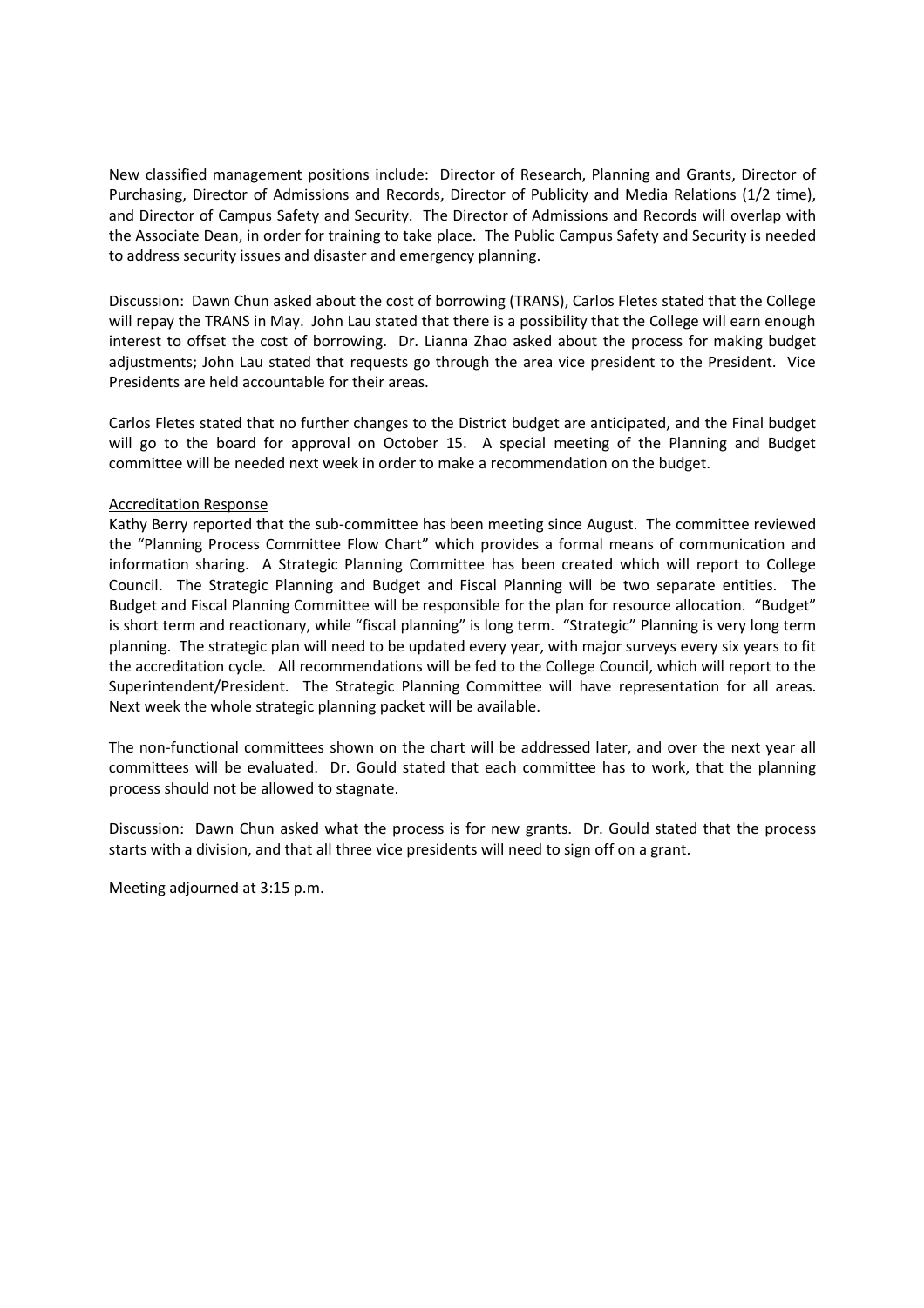New classified management positions include: Director of Research, Planning and Grants, Director of Purchasing, Director of Admissions and Records, Director of Publicity and Media Relations (1/2 time), and Director of Campus Safety and Security. The Director of Admissions and Records will overlap with the Associate Dean, in order for training to take place. The Public Campus Safety and Security is needed to address security issues and disaster and emergency planning.

Discussion: Dawn Chun asked about the cost of borrowing (TRANS), Carlos Fletes stated that the College will repay the TRANS in May. John Lau stated that there is a possibility that the College will earn enough interest to offset the cost of borrowing. Dr. Lianna Zhao asked about the process for making budget adjustments; John Lau stated that requests go through the area vice president to the President. Vice Presidents are held accountable for their areas.

Carlos Fletes stated that no further changes to the District budget are anticipated, and the Final budget will go to the board for approval on October 15. A special meeting of the Planning and Budget committee will be needed next week in order to make a recommendation on the budget.

<u>Accreditation Response</u>

Kathy Berry reported that the sub-committee has been meeting since August. The committee reviewed the "Planning Process Committee Flow Chart" which provides a formal means of communication and information sharing. A Strategic Planning Committee has been created which will report to College Council. The Strategic Planning and Budget and Fiscal Planning will be two separate entities. The Budget and Fiscal Planning Committee will be responsible for the plan for resource allocation. "Budget" is short term and reactionary, while "fiscal planning" is long term. "Strategic" Planning is very long term planning. The strategic plan will need to be updated every year, with major surveys every six years to fit the accreditation cycle. All recommendations will be fed to the College Council, which will report to the Superintendent/President. The Strategic Planning Committee will have representation for all areas. Next week the whole strategic planning packet will be available.

The non-functional committees shown on the chart will be addressed later, and over the next year all committees will be evaluated. Dr. Gould stated that each committee has to work, that the planning process should not be allowed to stagnate.

Discussion: Dawn Chun asked what the process is for new grants. Dr. Gould stated that the process starts with a division, and that all three vice presidents will need to sign off on a grant.

Meeting adjourned at 3:15 p.m.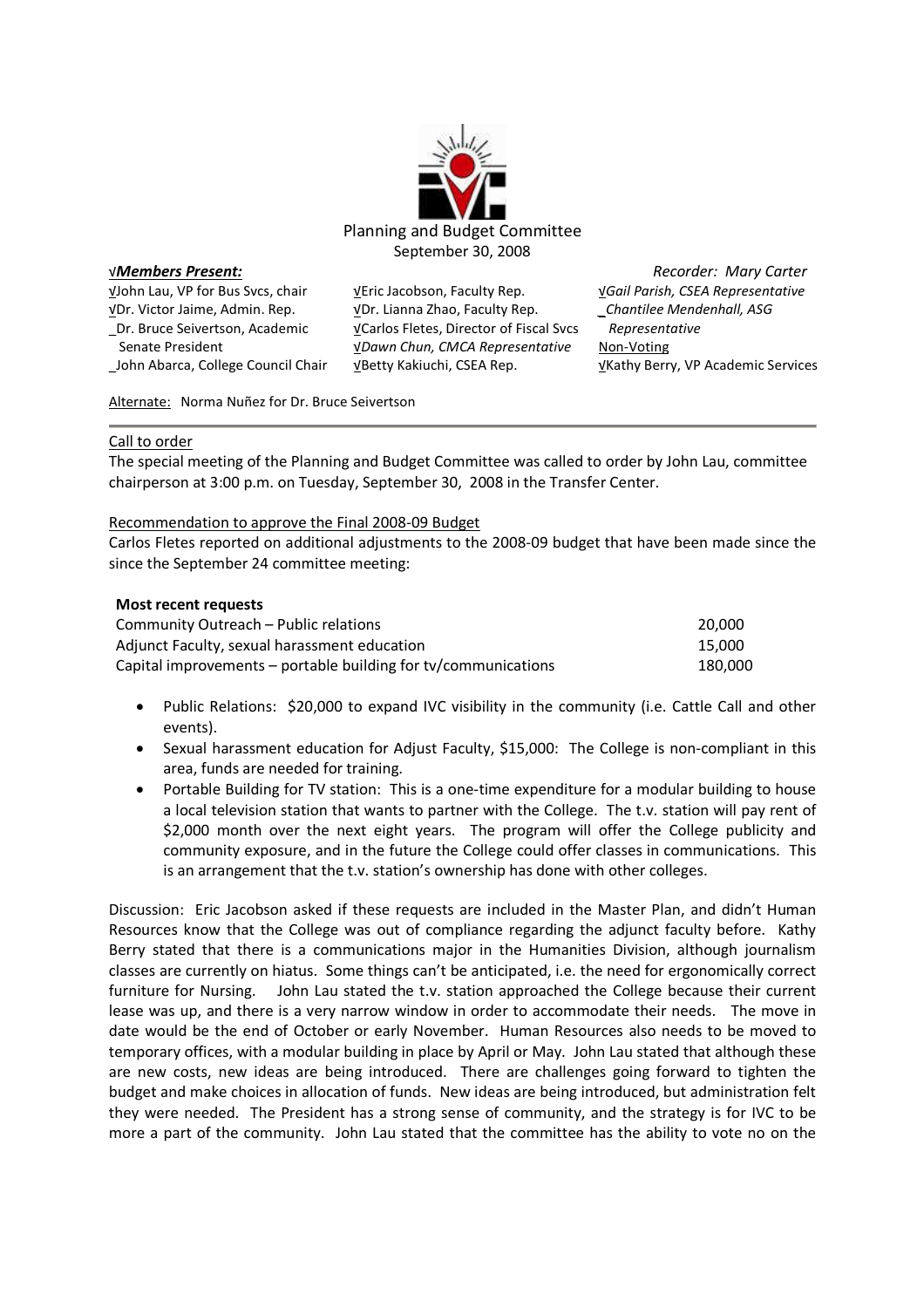Planning and Budget Committee
September 30, 2008

√***Members Present:***

Recorder: *Mary Carter*

√John Lau, VP for Bus Svcs, chair
√Dr. Victor Jaime, Admin. Rep.
_Dr. Bruce Seivertson, Academic Senate President
_John Abarca, College Council Chair
√Eric Jacobson, Faculty Rep.
√Dr. Lianna Zhao, Faculty Rep.
√Carlos Fletes, Director of Fiscal Svcs
√*Dawn Chun, CMCA Representative*
√Betty Kakiuchi, CSEA Rep.
√*Gail Parish, CSEA Representative*
_*Chantilee Mendenhall, ASG Representative*

Non-Voting
√Kathy Berry, VP Academic Services

Alternate: Norma Nuñez for Dr. Bruce Seivertson

## Call to order

The special meeting of the Planning and Budget Committee was called to order by John Lau, committee chairperson at 3:00 p.m. on Tuesday, September 30, 2008 in the Transfer Center.

## Recommendation to approve the Final 2008-09 Budget

Carlos Fletes reported on additional adjustments to the 2008-09 budget that have been made since the since the September 24 committee meeting:

| **Most recent requests** | |
|---|---|
| Community Outreach – Public relations | 20,000 |
| Adjunct Faculty, sexual harassment education | 15,000 |
| Capital improvements – portable building for tv/communications | 180,000 |

- Public Relations: $20,000 to expand IVC visibility in the community (i.e. Cattle Call and other events).
- Sexual harassment education for Adjust Faculty, $15,000: The College is non-compliant in this area, funds are needed for training.
- Portable Building for TV station: This is a one-time expenditure for a modular building to house a local television station that wants to partner with the College. The t.v. station will pay rent of $2,000 month over the next eight years. The program will offer the College publicity and community exposure, and in the future the College could offer classes in communications. This is an arrangement that the t.v. station's ownership has done with other colleges.

Discussion: Eric Jacobson asked if these requests are included in the Master Plan, and didn't Human Resources know that the College was out of compliance regarding the adjunct faculty before. Kathy Berry stated that there is a communications major in the Humanities Division, although journalism classes are currently on hiatus. Some things can't be anticipated, i.e. the need for ergonomically correct furniture for Nursing. John Lau stated the t.v. station approached the College because their current lease was up, and there is a very narrow window in order to accommodate their needs. The move in date would be the end of October or early November. Human Resources also needs to be moved to temporary offices, with a modular building in place by April or May. John Lau stated that although these are new costs, new ideas are being introduced. There are challenges going forward to tighten the budget and make choices in allocation of funds. New ideas are being introduced, but administration felt they were needed. The President has a strong sense of community, and the strategy is for IVC to be more a part of the community. John Lau stated that the committee has the ability to vote no on the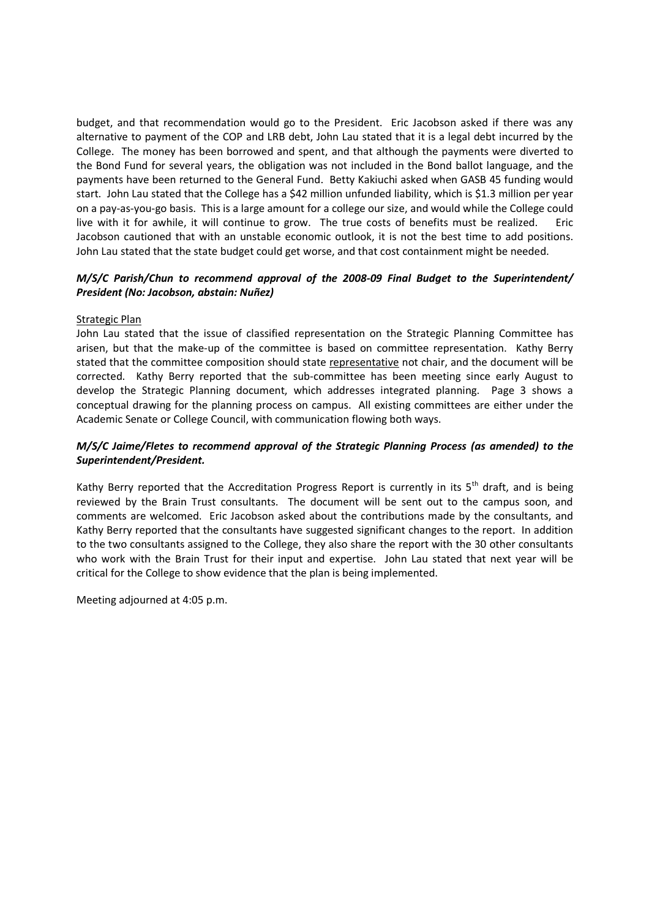budget, and that recommendation would go to the President. Eric Jacobson asked if there was any alternative to payment of the COP and LRB debt, John Lau stated that it is a legal debt incurred by the College. The money has been borrowed and spent, and that although the payments were diverted to the Bond Fund for several years, the obligation was not included in the Bond ballot language, and the payments have been returned to the General Fund. Betty Kakiuchi asked when GASB 45 funding would start. John Lau stated that the College has a $42 million unfunded liability, which is $1.3 million per year on a pay-as-you-go basis. This is a large amount for a college our size, and would while the College could live with it for awhile, it will continue to grow. The true costs of benefits must be realized. Eric Jacobson cautioned that with an unstable economic outlook, it is not the best time to add positions. John Lau stated that the state budget could get worse, and that cost containment might be needed.

***M/S/C Parish/Chun to recommend approval of the 2008-09 Final Budget to the Superintendent/ President (No: Jacobson, abstain: Nuñez)***

<u>Strategic Plan</u>

John Lau stated that the issue of classified representation on the Strategic Planning Committee has arisen, but that the make-up of the committee is based on committee representation. Kathy Berry stated that the committee composition should state <u>representative</u> not chair, and the document will be corrected. Kathy Berry reported that the sub-committee has been meeting since early August to develop the Strategic Planning document, which addresses integrated planning. Page 3 shows a conceptual drawing for the planning process on campus. All existing committees are either under the Academic Senate or College Council, with communication flowing both ways.

***M/S/C Jaime/Fletes to recommend approval of the Strategic Planning Process (as amended) to the Superintendent/President.***

Kathy Berry reported that the Accreditation Progress Report is currently in its 5th draft, and is being reviewed by the Brain Trust consultants. The document will be sent out to the campus soon, and comments are welcomed. Eric Jacobson asked about the contributions made by the consultants, and Kathy Berry reported that the consultants have suggested significant changes to the report. In addition to the two consultants assigned to the College, they also share the report with the 30 other consultants who work with the Brain Trust for their input and expertise. John Lau stated that next year will be critical for the College to show evidence that the plan is being implemented.

Meeting adjourned at 4:05 p.m.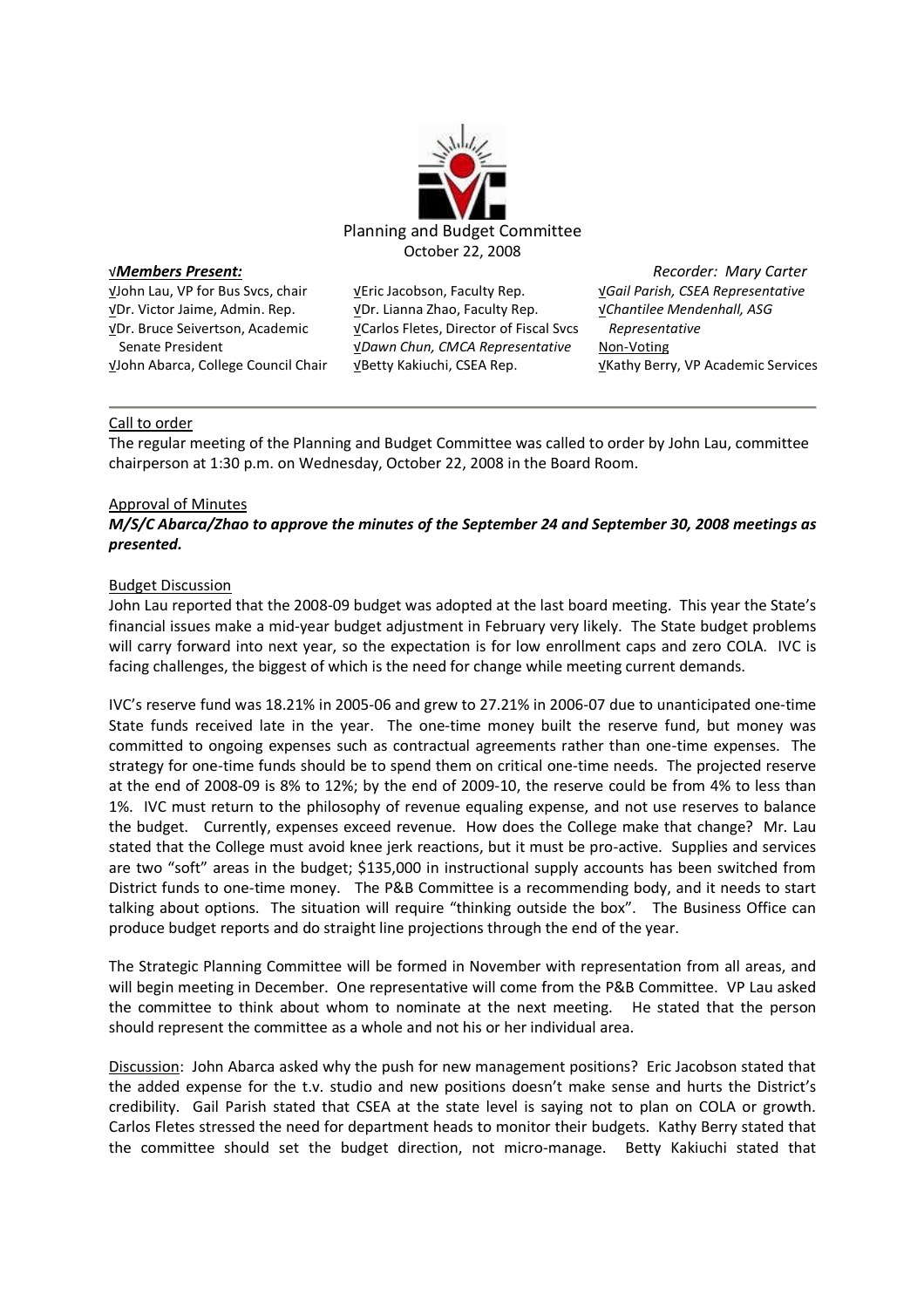Planning and Budget Committee
October 22, 2008

√***Members Present:*** *Recorder: Mary Carter*

√John Lau, VP for Bus Svcs, chair
√Dr. Victor Jaime, Admin. Rep.
√Dr. Bruce Seivertson, Academic Senate President
√John Abarca, College Council Chair
√Eric Jacobson, Faculty Rep.
√Dr. Lianna Zhao, Faculty Rep.
√Carlos Fletes, Director of Fiscal Svcs
√*Dawn Chun, CMCA Representative*
√Betty Kakiuchi, CSEA Rep.
√*Gail Parish, CSEA Representative*
√*Chantilee Mendenhall, ASG Representative*
Non-Voting
√Kathy Berry, VP Academic Services

---

Call to order

The regular meeting of the Planning and Budget Committee was called to order by John Lau, committee chairperson at 1:30 p.m. on Wednesday, October 22, 2008 in the Board Room.

Approval of Minutes

***M/S/C Abarca/Zhao to approve the minutes of the September 24 and September 30, 2008 meetings as presented.***

Budget Discussion

John Lau reported that the 2008-09 budget was adopted at the last board meeting. This year the State's financial issues make a mid-year budget adjustment in February very likely. The State budget problems will carry forward into next year, so the expectation is for low enrollment caps and zero COLA. IVC is facing challenges, the biggest of which is the need for change while meeting current demands.

IVC's reserve fund was 18.21% in 2005-06 and grew to 27.21% in 2006-07 due to unanticipated one-time State funds received late in the year. The one-time money built the reserve fund, but money was committed to ongoing expenses such as contractual agreements rather than one-time expenses. The strategy for one-time funds should be to spend them on critical one-time needs. The projected reserve at the end of 2008-09 is 8% to 12%; by the end of 2009-10, the reserve could be from 4% to less than 1%. IVC must return to the philosophy of revenue equaling expense, and not use reserves to balance the budget. Currently, expenses exceed revenue. How does the College make that change? Mr. Lau stated that the College must avoid knee jerk reactions, but it must be pro-active. Supplies and services are two "soft" areas in the budget; $135,000 in instructional supply accounts has been switched from District funds to one-time money. The P&B Committee is a recommending body, and it needs to start talking about options. The situation will require "thinking outside the box". The Business Office can produce budget reports and do straight line projections through the end of the year.

The Strategic Planning Committee will be formed in November with representation from all areas, and will begin meeting in December. One representative will come from the P&B Committee. VP Lau asked the committee to think about whom to nominate at the next meeting. He stated that the person should represent the committee as a whole and not his or her individual area.

Discussion: John Abarca asked why the push for new management positions? Eric Jacobson stated that the added expense for the t.v. studio and new positions doesn't make sense and hurts the District's credibility. Gail Parish stated that CSEA at the state level is saying not to plan on COLA or growth. Carlos Fletes stressed the need for department heads to monitor their budgets. Kathy Berry stated that the committee should set the budget direction, not micro-manage. Betty Kakiuchi stated that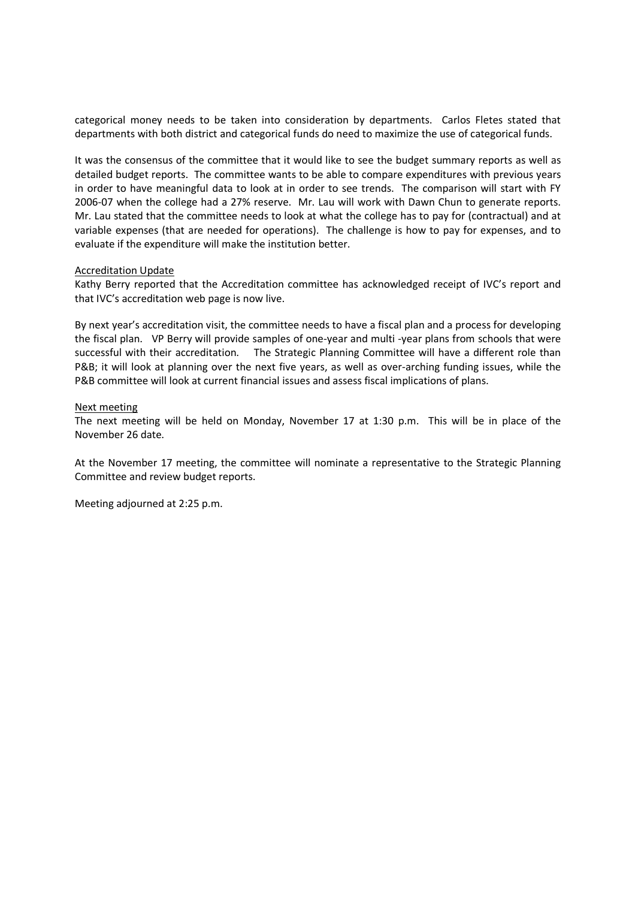categorical money needs to be taken into consideration by departments. Carlos Fletes stated that departments with both district and categorical funds do need to maximize the use of categorical funds.

It was the consensus of the committee that it would like to see the budget summary reports as well as detailed budget reports. The committee wants to be able to compare expenditures with previous years in order to have meaningful data to look at in order to see trends. The comparison will start with FY 2006-07 when the college had a 27% reserve. Mr. Lau will work with Dawn Chun to generate reports. Mr. Lau stated that the committee needs to look at what the college has to pay for (contractual) and at variable expenses (that are needed for operations). The challenge is how to pay for expenses, and to evaluate if the expenditure will make the institution better.

Accreditation Update

Kathy Berry reported that the Accreditation committee has acknowledged receipt of IVC's report and that IVC's accreditation web page is now live.

By next year's accreditation visit, the committee needs to have a fiscal plan and a process for developing the fiscal plan. VP Berry will provide samples of one-year and multi -year plans from schools that were successful with their accreditation. The Strategic Planning Committee will have a different role than P&B; it will look at planning over the next five years, as well as over-arching funding issues, while the P&B committee will look at current financial issues and assess fiscal implications of plans.

Next meeting

The next meeting will be held on Monday, November 17 at 1:30 p.m. This will be in place of the November 26 date.

At the November 17 meeting, the committee will nominate a representative to the Strategic Planning Committee and review budget reports.

Meeting adjourned at 2:25 p.m.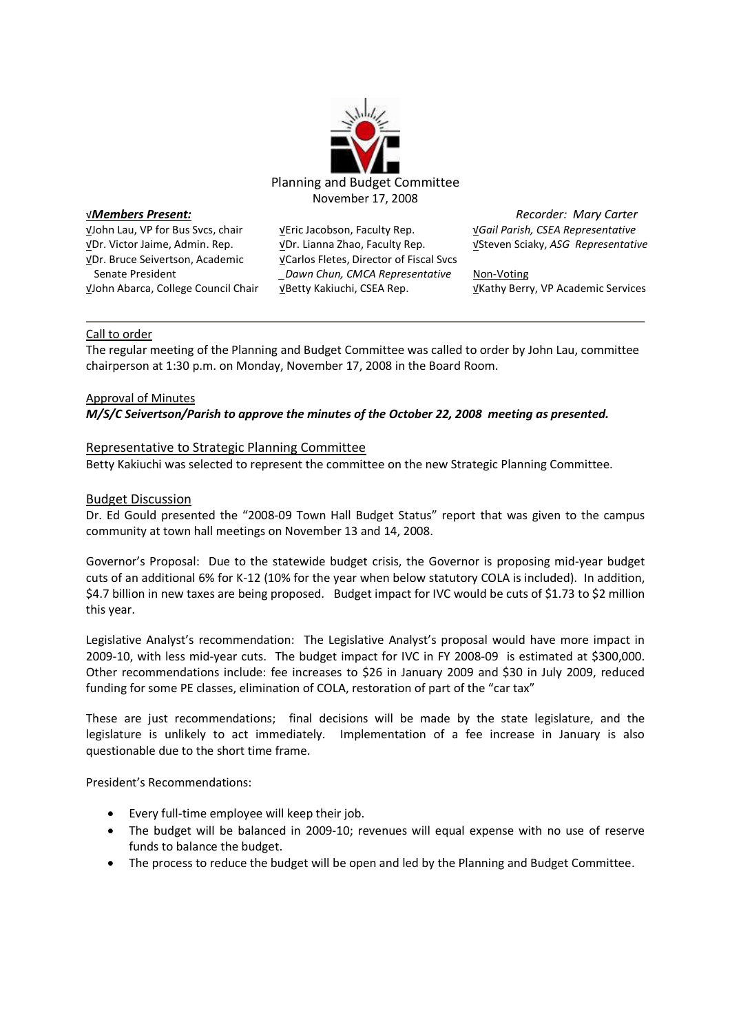Planning and Budget Committee
November 17, 2008

√***Members Present:***

√John Lau, VP for Bus Svcs, chair
√Dr. Victor Jaime, Admin. Rep.
√Dr. Bruce Seivertson, Academic Senate President
√John Abarca, College Council Chair
√Eric Jacobson, Faculty Rep.
√Dr. Lianna Zhao, Faculty Rep.
√Carlos Fletes, Director of Fiscal Svcs
_*Dawn Chun, CMCA Representative*
√Betty Kakiuchi, CSEA Rep.
√*Gail Parish, CSEA Representative*
√Steven Sciaky, *ASG Representative*

Non-Voting
√Kathy Berry, VP Academic Services

*Recorder: Mary Carter*

---

Call to order

The regular meeting of the Planning and Budget Committee was called to order by John Lau, committee chairperson at 1:30 p.m. on Monday, November 17, 2008 in the Board Room.

Approval of Minutes

***M/S/C Seivertson/Parish to approve the minutes of the October 22, 2008 meeting as presented.***

Representative to Strategic Planning Committee

Betty Kakiuchi was selected to represent the committee on the new Strategic Planning Committee.

Budget Discussion

Dr. Ed Gould presented the "2008-09 Town Hall Budget Status" report that was given to the campus community at town hall meetings on November 13 and 14, 2008.

Governor's Proposal: Due to the statewide budget crisis, the Governor is proposing mid-year budget cuts of an additional 6% for K-12 (10% for the year when below statutory COLA is included). In addition, $4.7 billion in new taxes are being proposed. Budget impact for IVC would be cuts of $1.73 to $2 million this year.

Legislative Analyst's recommendation: The Legislative Analyst's proposal would have more impact in 2009-10, with less mid-year cuts. The budget impact for IVC in FY 2008-09 is estimated at $300,000. Other recommendations include: fee increases to $26 in January 2009 and $30 in July 2009, reduced funding for some PE classes, elimination of COLA, restoration of part of the "car tax"

These are just recommendations; final decisions will be made by the state legislature, and the legislature is unlikely to act immediately. Implementation of a fee increase in January is also questionable due to the short time frame.

President's Recommendations:

- Every full-time employee will keep their job.
- The budget will be balanced in 2009-10; revenues will equal expense with no use of reserve funds to balance the budget.
- The process to reduce the budget will be open and led by the Planning and Budget Committee.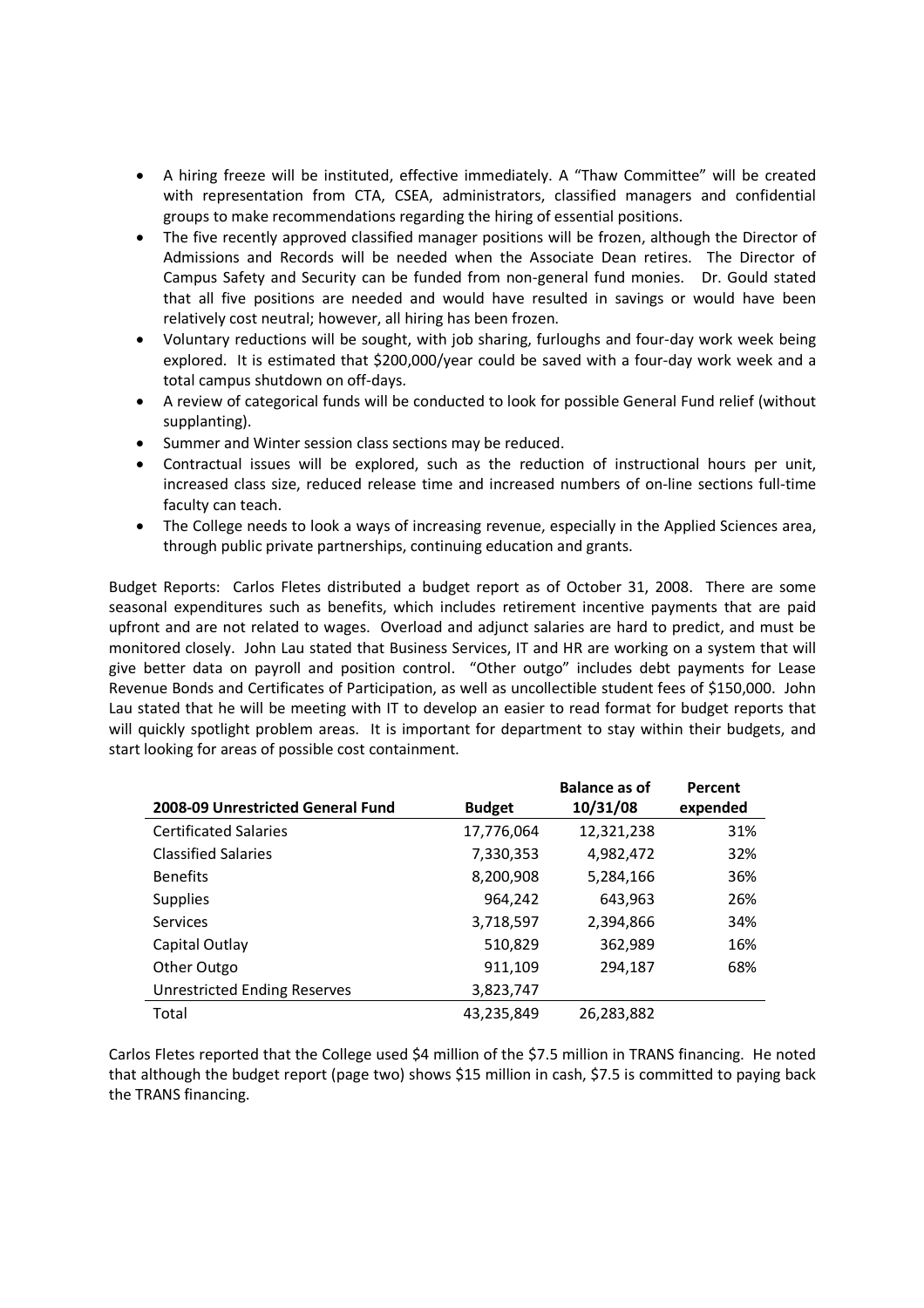- A hiring freeze will be instituted, effective immediately. A "Thaw Committee" will be created with representation from CTA, CSEA, administrators, classified managers and confidential groups to make recommendations regarding the hiring of essential positions.
- The five recently approved classified manager positions will be frozen, although the Director of Admissions and Records will be needed when the Associate Dean retires. The Director of Campus Safety and Security can be funded from non-general fund monies. Dr. Gould stated that all five positions are needed and would have resulted in savings or would have been relatively cost neutral; however, all hiring has been frozen.
- Voluntary reductions will be sought, with job sharing, furloughs and four-day work week being explored. It is estimated that $200,000/year could be saved with a four-day work week and a total campus shutdown on off-days.
- A review of categorical funds will be conducted to look for possible General Fund relief (without supplanting).
- Summer and Winter session class sections may be reduced.
- Contractual issues will be explored, such as the reduction of instructional hours per unit, increased class size, reduced release time and increased numbers of on-line sections full-time faculty can teach.
- The College needs to look a ways of increasing revenue, especially in the Applied Sciences area, through public private partnerships, continuing education and grants.

Budget Reports: Carlos Fletes distributed a budget report as of October 31, 2008. There are some seasonal expenditures such as benefits, which includes retirement incentive payments that are paid upfront and are not related to wages. Overload and adjunct salaries are hard to predict, and must be monitored closely. John Lau stated that Business Services, IT and HR are working on a system that will give better data on payroll and position control. "Other outgo" includes debt payments for Lease Revenue Bonds and Certificates of Participation, as well as uncollectible student fees of $150,000. John Lau stated that he will be meeting with IT to develop an easier to read format for budget reports that will quickly spotlight problem areas. It is important for department to stay within their budgets, and start looking for areas of possible cost containment.

| 2008-09 Unrestricted General Fund | Budget | Balance as of 10/31/08 | Percent expended |
|---|---|---|---|
| Certificated Salaries | 17,776,064 | 12,321,238 | 31% |
| Classified Salaries | 7,330,353 | 4,982,472 | 32% |
| Benefits | 8,200,908 | 5,284,166 | 36% |
| Supplies | 964,242 | 643,963 | 26% |
| Services | 3,718,597 | 2,394,866 | 34% |
| Capital Outlay | 510,829 | 362,989 | 16% |
| Other Outgo | 911,109 | 294,187 | 68% |
| Unrestricted Ending Reserves | 3,823,747 | | |
| Total | 43,235,849 | 26,283,882 | |

Carlos Fletes reported that the College used $4 million of the $7.5 million in TRANS financing. He noted that although the budget report (page two) shows $15 million in cash, $7.5 is committed to paying back the TRANS financing.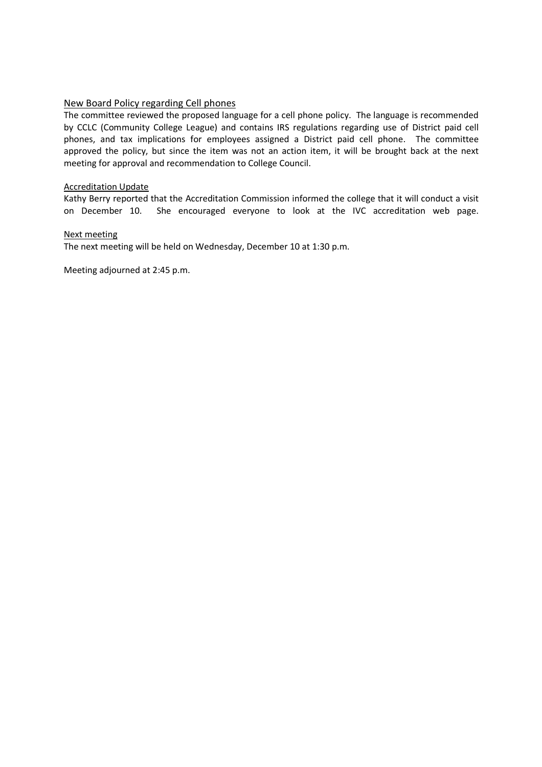<u>New Board Policy regarding Cell phones</u>

The committee reviewed the proposed language for a cell phone policy. The language is recommended by CCLC (Community College League) and contains IRS regulations regarding use of District paid cell phones, and tax implications for employees assigned a District paid cell phone. The committee approved the policy, but since the item was not an action item, it will be brought back at the next meeting for approval and recommendation to College Council.

<u>Accreditation Update</u>

Kathy Berry reported that the Accreditation Commission informed the college that it will conduct a visit on December 10. She encouraged everyone to look at the IVC accreditation web page.

<u>Next meeting</u>

The next meeting will be held on Wednesday, December 10 at 1:30 p.m.

Meeting adjourned at 2:45 p.m.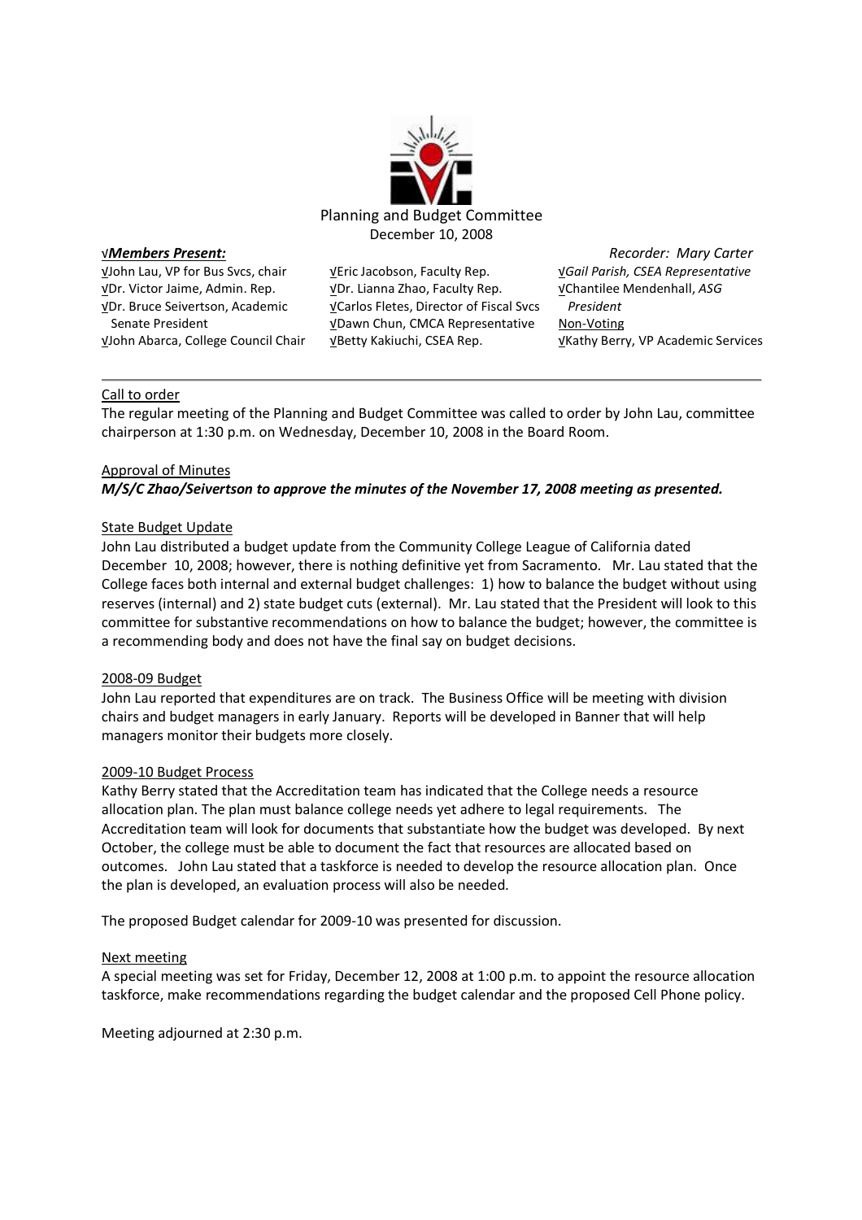Planning and Budget Committee
December 10, 2008

√***Members Present:***

√John Lau, VP for Bus Svcs, chair
√Dr. Victor Jaime, Admin. Rep.
√Dr. Bruce Seivertson, Academic Senate President
√John Abarca, College Council Chair
√Eric Jacobson, Faculty Rep.
√Dr. Lianna Zhao, Faculty Rep.
√Carlos Fletes, Director of Fiscal Svcs
√Dawn Chun, CMCA Representative
√Betty Kakiuchi, CSEA Rep.
√*Gail Parish, CSEA Representative*
√Chantilee Mendenhall, *ASG President*

Non-Voting
√Kathy Berry, VP Academic Services

*Recorder: Mary Carter*

---

Call to order

The regular meeting of the Planning and Budget Committee was called to order by John Lau, committee chairperson at 1:30 p.m. on Wednesday, December 10, 2008 in the Board Room.

Approval of Minutes

***M/S/C Zhao/Seivertson to approve the minutes of the November 17, 2008 meeting as presented.***

State Budget Update

John Lau distributed a budget update from the Community College League of California dated December 10, 2008; however, there is nothing definitive yet from Sacramento. Mr. Lau stated that the College faces both internal and external budget challenges: 1) how to balance the budget without using reserves (internal) and 2) state budget cuts (external). Mr. Lau stated that the President will look to this committee for substantive recommendations on how to balance the budget; however, the committee is a recommending body and does not have the final say on budget decisions.

2008-09 Budget

John Lau reported that expenditures are on track. The Business Office will be meeting with division chairs and budget managers in early January. Reports will be developed in Banner that will help managers monitor their budgets more closely.

2009-10 Budget Process

Kathy Berry stated that the Accreditation team has indicated that the College needs a resource allocation plan. The plan must balance college needs yet adhere to legal requirements. The Accreditation team will look for documents that substantiate how the budget was developed. By next October, the college must be able to document the fact that resources are allocated based on outcomes. John Lau stated that a taskforce is needed to develop the resource allocation plan. Once the plan is developed, an evaluation process will also be needed.

The proposed Budget calendar for 2009-10 was presented for discussion.

Next meeting

A special meeting was set for Friday, December 12, 2008 at 1:00 p.m. to appoint the resource allocation taskforce, make recommendations regarding the budget calendar and the proposed Cell Phone policy.

Meeting adjourned at 2:30 p.m.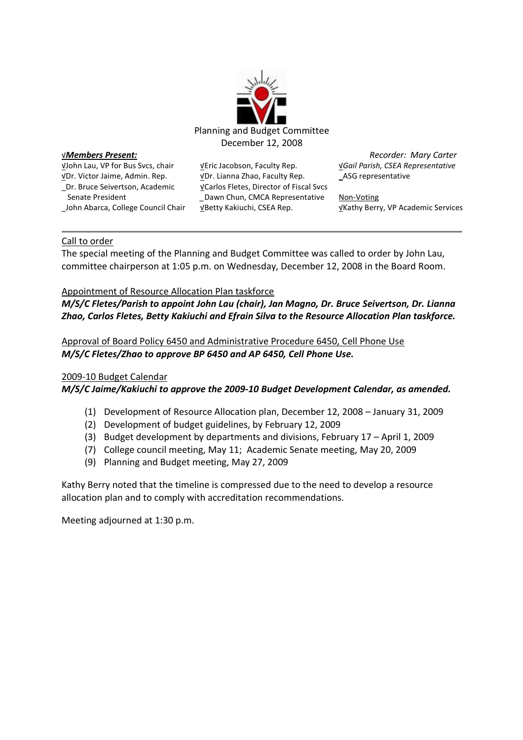Planning and Budget Committee
December 12, 2008

√***Members Present:*** *Recorder: Mary Carter*

√John Lau, VP for Bus Svcs, chair
√Dr. Victor Jaime, Admin. Rep.
_Dr. Bruce Seivertson, Academic Senate President
_John Abarca, College Council Chair
√Eric Jacobson, Faculty Rep.
√Dr. Lianna Zhao, Faculty Rep.
√Carlos Fletes, Director of Fiscal Svcs
_Dawn Chun, CMCA Representative
√Betty Kakiuchi, CSEA Rep.
√*Gail Parish, CSEA Representative*
_ASG representative

Non-Voting
√Kathy Berry, VP Academic Services

---

Call to order

The special meeting of the Planning and Budget Committee was called to order by John Lau, committee chairperson at 1:05 p.m. on Wednesday, December 12, 2008 in the Board Room.

Appointment of Resource Allocation Plan taskforce

***M/S/C Fletes/Parish to appoint John Lau (chair), Jan Magno, Dr. Bruce Seivertson, Dr. Lianna Zhao, Carlos Fletes, Betty Kakiuchi and Efrain Silva to the Resource Allocation Plan taskforce.***

Approval of Board Policy 6450 and Administrative Procedure 6450, Cell Phone Use

***M/S/C Fletes/Zhao to approve BP 6450 and AP 6450, Cell Phone Use.***

2009-10 Budget Calendar

***M/S/C Jaime/Kakiuchi to approve the 2009-10 Budget Development Calendar, as amended.***

(1) Development of Resource Allocation plan, December 12, 2008 – January 31, 2009
(2) Development of budget guidelines, by February 12, 2009
(3) Budget development by departments and divisions, February 17 – April 1, 2009
(7) College council meeting, May 11; Academic Senate meeting, May 20, 2009
(9) Planning and Budget meeting, May 27, 2009

Kathy Berry noted that the timeline is compressed due to the need to develop a resource allocation plan and to comply with accreditation recommendations.

Meeting adjourned at 1:30 p.m.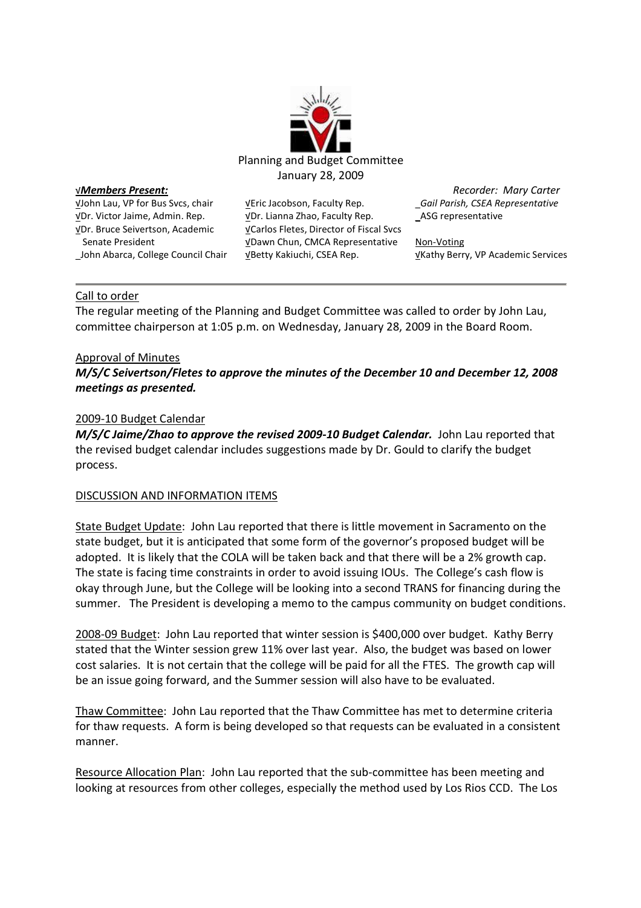Planning and Budget Committee
January 28, 2009

√***Members Present:***

√John Lau, VP for Bus Svcs, chair
√Dr. Victor Jaime, Admin. Rep.
√Dr. Bruce Seivertson, Academic Senate President
_John Abarca, College Council Chair
√Eric Jacobson, Faculty Rep.
√Dr. Lianna Zhao, Faculty Rep.
√Carlos Fletes, Director of Fiscal Svcs
√Dawn Chun, CMCA Representative
√Betty Kakiuchi, CSEA Rep.

*Recorder: Mary Carter*

_*Gail Parish, CSEA Representative*
_ASG representative

Non-Voting
√Kathy Berry, VP Academic Services

---

Call to order

The regular meeting of the Planning and Budget Committee was called to order by John Lau, committee chairperson at 1:05 p.m. on Wednesday, January 28, 2009 in the Board Room.

Approval of Minutes

***M/S/C Seivertson/Fletes to approve the minutes of the December 10 and December 12, 2008 meetings as presented.***

2009-10 Budget Calendar

***M/S/C Jaime/Zhao to approve the revised 2009-10 Budget Calendar.*** John Lau reported that the revised budget calendar includes suggestions made by Dr. Gould to clarify the budget process.

DISCUSSION AND INFORMATION ITEMS

State Budget Update: John Lau reported that there is little movement in Sacramento on the state budget, but it is anticipated that some form of the governor's proposed budget will be adopted. It is likely that the COLA will be taken back and that there will be a 2% growth cap. The state is facing time constraints in order to avoid issuing IOUs. The College's cash flow is okay through June, but the College will be looking into a second TRANS for financing during the summer. The President is developing a memo to the campus community on budget conditions.

2008-09 Budget: John Lau reported that winter session is $400,000 over budget. Kathy Berry stated that the Winter session grew 11% over last year. Also, the budget was based on lower cost salaries. It is not certain that the college will be paid for all the FTES. The growth cap will be an issue going forward, and the Summer session will also have to be evaluated.

Thaw Committee: John Lau reported that the Thaw Committee has met to determine criteria for thaw requests. A form is being developed so that requests can be evaluated in a consistent manner.

Resource Allocation Plan: John Lau reported that the sub-committee has been meeting and looking at resources from other colleges, especially the method used by Los Rios CCD. The Los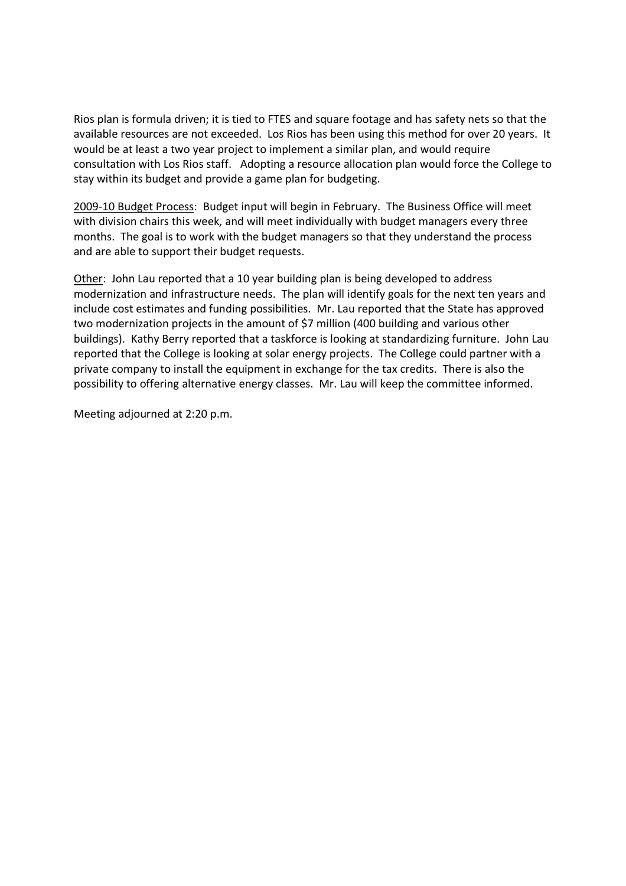Rios plan is formula driven; it is tied to FTES and square footage and has safety nets so that the available resources are not exceeded. Los Rios has been using this method for over 20 years. It would be at least a two year project to implement a similar plan, and would require consultation with Los Rios staff. Adopting a resource allocation plan would force the College to stay within its budget and provide a game plan for budgeting.

<u>2009-10 Budget Process</u>: Budget input will begin in February. The Business Office will meet with division chairs this week, and will meet individually with budget managers every three months. The goal is to work with the budget managers so that they understand the process and are able to support their budget requests.

<u>Other</u>: John Lau reported that a 10 year building plan is being developed to address modernization and infrastructure needs. The plan will identify goals for the next ten years and include cost estimates and funding possibilities. Mr. Lau reported that the State has approved two modernization projects in the amount of $7 million (400 building and various other buildings). Kathy Berry reported that a taskforce is looking at standardizing furniture. John Lau reported that the College is looking at solar energy projects. The College could partner with a private company to install the equipment in exchange for the tax credits. There is also the possibility to offering alternative energy classes. Mr. Lau will keep the committee informed.

Meeting adjourned at 2:20 p.m.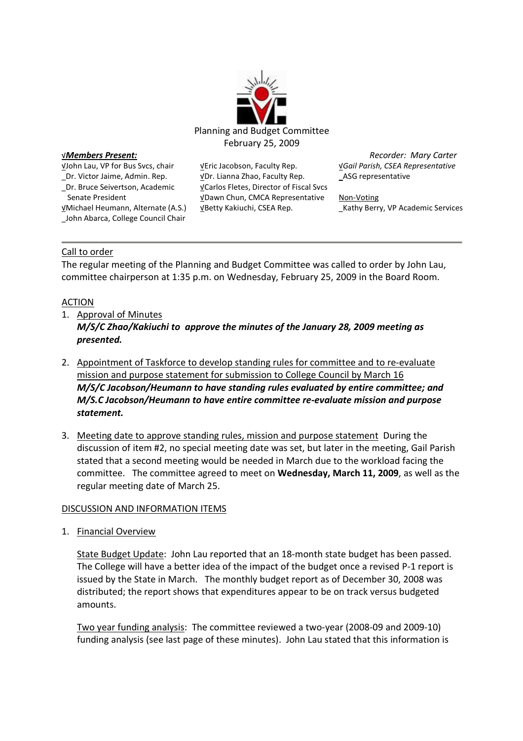Planning and Budget Committee
February 25, 2009

√***Members Present:***

√John Lau, VP for Bus Svcs, chair
_Dr. Victor Jaime, Admin. Rep.
_Dr. Bruce Seivertson, Academic Senate President
√Michael Heumann, Alternate (A.S.)
_John Abarca, College Council Chair
√Eric Jacobson, Faculty Rep.
√Dr. Lianna Zhao, Faculty Rep.
√Carlos Fletes, Director of Fiscal Svcs
√Dawn Chun, CMCA Representative
√Betty Kakiuchi, CSEA Rep.
√*Gail Parish, CSEA Representative*
_ASG representative

*Recorder: Mary Carter*

Non-Voting
_Kathy Berry, VP Academic Services

---

Call to order

The regular meeting of the Planning and Budget Committee was called to order by John Lau, committee chairperson at 1:35 p.m. on Wednesday, February 25, 2009 in the Board Room.

ACTION

1. Approval of Minutes
   ***M/S/C Zhao/Kakiuchi to approve the minutes of the January 28, 2009 meeting as presented.***

2. Appointment of Taskforce to develop standing rules for committee and to re-evaluate mission and purpose statement for submission to College Council by March 16
   ***M/S/C Jacobson/Heumann to have standing rules evaluated by entire committee; and M/S.C Jacobson/Heumann to have entire committee re-evaluate mission and purpose statement.***

3. Meeting date to approve standing rules, mission and purpose statement During the discussion of item #2, no special meeting date was set, but later in the meeting, Gail Parish stated that a second meeting would be needed in March due to the workload facing the committee. The committee agreed to meet on **Wednesday, March 11, 2009**, as well as the regular meeting date of March 25.

DISCUSSION AND INFORMATION ITEMS

1. Financial Overview

   State Budget Update: John Lau reported that an 18-month state budget has been passed. The College will have a better idea of the impact of the budget once a revised P-1 report is issued by the State in March. The monthly budget report as of December 30, 2008 was distributed; the report shows that expenditures appear to be on track versus budgeted amounts.

   Two year funding analysis: The committee reviewed a two-year (2008-09 and 2009-10) funding analysis (see last page of these minutes). John Lau stated that this information is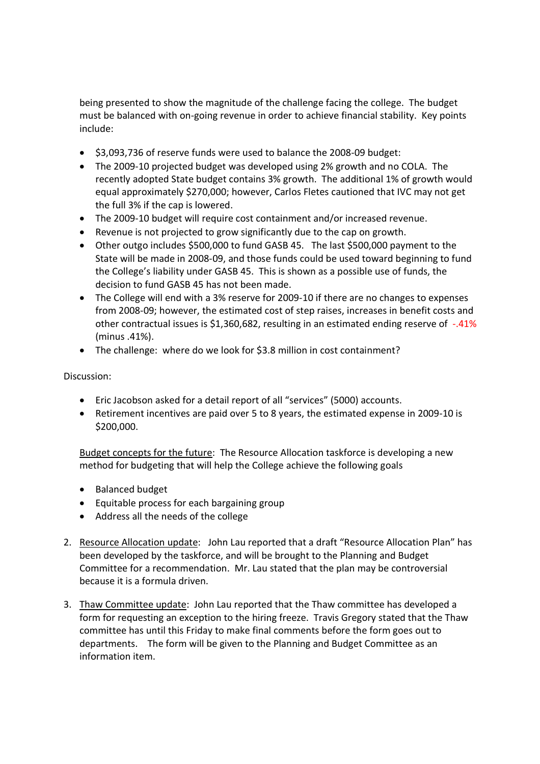being presented to show the magnitude of the challenge facing the college. The budget must be balanced with on-going revenue in order to achieve financial stability. Key points include:

- $3,093,736 of reserve funds were used to balance the 2008-09 budget:
- The 2009-10 projected budget was developed using 2% growth and no COLA. The recently adopted State budget contains 3% growth. The additional 1% of growth would equal approximately $270,000; however, Carlos Fletes cautioned that IVC may not get the full 3% if the cap is lowered.
- The 2009-10 budget will require cost containment and/or increased revenue.
- Revenue is not projected to grow significantly due to the cap on growth.
- Other outgo includes $500,000 to fund GASB 45. The last $500,000 payment to the State will be made in 2008-09, and those funds could be used toward beginning to fund the College's liability under GASB 45. This is shown as a possible use of funds, the decision to fund GASB 45 has not been made.
- The College will end with a 3% reserve for 2009-10 if there are no changes to expenses from 2008-09; however, the estimated cost of step raises, increases in benefit costs and other contractual issues is $1,360,682, resulting in an estimated ending reserve of -.41% (minus .41%).
- The challenge: where do we look for $3.8 million in cost containment?

Discussion:

- Eric Jacobson asked for a detail report of all "services" (5000) accounts.
- Retirement incentives are paid over 5 to 8 years, the estimated expense in 2009-10 is $200,000.

Budget concepts for the future: The Resource Allocation taskforce is developing a new method for budgeting that will help the College achieve the following goals

- Balanced budget
- Equitable process for each bargaining group
- Address all the needs of the college

2. Resource Allocation update: John Lau reported that a draft "Resource Allocation Plan" has been developed by the taskforce, and will be brought to the Planning and Budget Committee for a recommendation. Mr. Lau stated that the plan may be controversial because it is a formula driven.

3. Thaw Committee update: John Lau reported that the Thaw committee has developed a form for requesting an exception to the hiring freeze. Travis Gregory stated that the Thaw committee has until this Friday to make final comments before the form goes out to departments. The form will be given to the Planning and Budget Committee as an information item.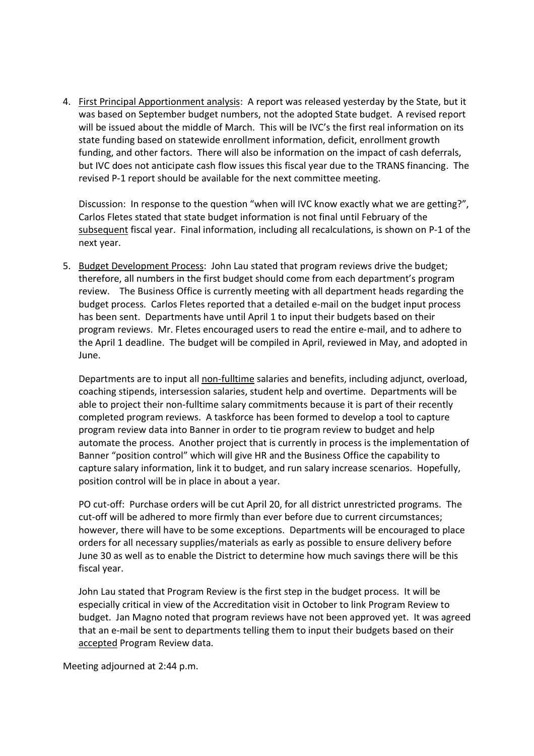4. First Principal Apportionment analysis: A report was released yesterday by the State, but it was based on September budget numbers, not the adopted State budget. A revised report will be issued about the middle of March. This will be IVC's the first real information on its state funding based on statewide enrollment information, deficit, enrollment growth funding, and other factors. There will also be information on the impact of cash deferrals, but IVC does not anticipate cash flow issues this fiscal year due to the TRANS financing. The revised P-1 report should be available for the next committee meeting.

   Discussion: In response to the question "when will IVC know exactly what we are getting?", Carlos Fletes stated that state budget information is not final until February of the subsequent fiscal year. Final information, including all recalculations, is shown on P-1 of the next year.

5. Budget Development Process: John Lau stated that program reviews drive the budget; therefore, all numbers in the first budget should come from each department's program review. The Business Office is currently meeting with all department heads regarding the budget process. Carlos Fletes reported that a detailed e-mail on the budget input process has been sent. Departments have until April 1 to input their budgets based on their program reviews. Mr. Fletes encouraged users to read the entire e-mail, and to adhere to the April 1 deadline. The budget will be compiled in April, reviewed in May, and adopted in June.

   Departments are to input all non-fulltime salaries and benefits, including adjunct, overload, coaching stipends, intersession salaries, student help and overtime. Departments will be able to project their non-fulltime salary commitments because it is part of their recently completed program reviews. A taskforce has been formed to develop a tool to capture program review data into Banner in order to tie program review to budget and help automate the process. Another project that is currently in process is the implementation of Banner "position control" which will give HR and the Business Office the capability to capture salary information, link it to budget, and run salary increase scenarios. Hopefully, position control will be in place in about a year.

   PO cut-off: Purchase orders will be cut April 20, for all district unrestricted programs. The cut-off will be adhered to more firmly than ever before due to current circumstances; however, there will have to be some exceptions. Departments will be encouraged to place orders for all necessary supplies/materials as early as possible to ensure delivery before June 30 as well as to enable the District to determine how much savings there will be this fiscal year.

   John Lau stated that Program Review is the first step in the budget process. It will be especially critical in view of the Accreditation visit in October to link Program Review to budget. Jan Magno noted that program reviews have not been approved yet. It was agreed that an e-mail be sent to departments telling them to input their budgets based on their accepted Program Review data.

Meeting adjourned at 2:44 p.m.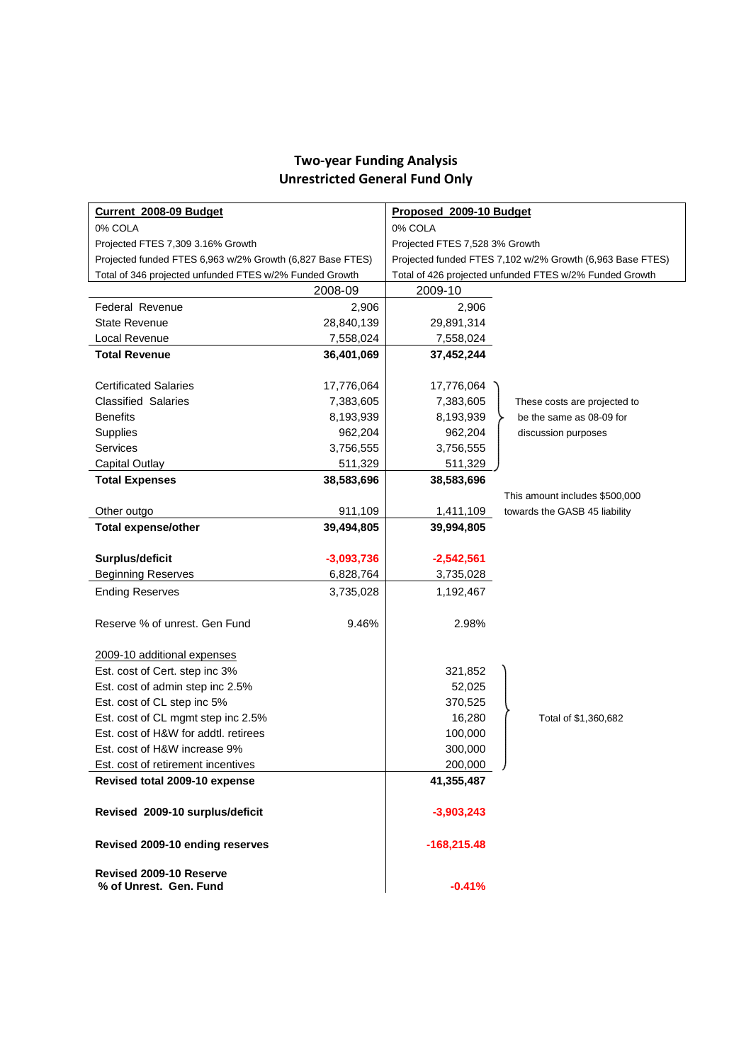## Two-year Funding Analysis
## Unrestricted General Fund Only

| **Current 2008-09 Budget** | | **Proposed 2009-10 Budget** | |
|---|---|---|---|
| 0% COLA | | 0% COLA | |
| Projected FTES 7,309 3.16% Growth | | Projected FTES 7,528 3% Growth | |
| Projected funded FTES 6,963 w/2% Growth (6,827 Base FTES) | | Projected funded FTES 7,102 w/2% Growth (6,963 Base FTES) | |
| Total of 346 projected unfunded FTES w/2% Funded Growth | | Total of 426 projected unfunded FTES w/2% Funded Growth | |
| | 2008-09 | 2009-10 | |
| Federal Revenue | 2,906 | 2,906 | |
| State Revenue | 28,840,139 | 29,891,314 | |
| Local Revenue | 7,558,024 | 7,558,024 | |
| **Total Revenue** | **36,401,069** | **37,452,244** | |
| | | | |
| Certificated Salaries | 17,776,064 | 17,776,064 | These costs are projected to be the same as 08-09 for discussion purposes |
| Classified Salaries | 7,383,605 | 7,383,605 | |
| Benefits | 8,193,939 | 8,193,939 | |
| Supplies | 962,204 | 962,204 | |
| Services | 3,756,555 | 3,756,555 | |
| Capital Outlay | 511,329 | 511,329 | |
| **Total Expenses** | **38,583,696** | **38,583,696** | |
| Other outgo | 911,109 | 1,411,109 | This amount includes $500,000 towards the GASB 45 liability |
| **Total expense/other** | **39,494,805** | **39,994,805** | |
| | | | |
| **Surplus/deficit** | **-3,093,736** | **-2,542,561** | |
| Beginning Reserves | 6,828,764 | 3,735,028 | |
| Ending Reserves | 3,735,028 | 1,192,467 | |
| | | | |
| Reserve % of unrest. Gen Fund | 9.46% | 2.98% | |
| | | | |
| 2009-10 additional expenses | | | |
| Est. cost of Cert. step inc 3% | | 321,852 | Total of $1,360,682 |
| Est. cost of admin step inc 2.5% | | 52,025 | |
| Est. cost of CL step inc 5% | | 370,525 | |
| Est. cost of CL mgmt step inc 2.5% | | 16,280 | |
| Est. cost of H&W for addtl. retirees | | 100,000 | |
| Est. cost of H&W increase 9% | | 300,000 | |
| Est. cost of retirement incentives | | 200,000 | |
| **Revised total 2009-10 expense** | | **41,355,487** | |
| | | | |
| **Revised 2009-10 surplus/deficit** | | **-3,903,243** | |
| | | | |
| **Revised 2009-10 ending reserves** | | **-168,215.48** | |
| | | | |
| **Revised 2009-10 Reserve % of Unrest. Gen. Fund** | | **-0.41%** | |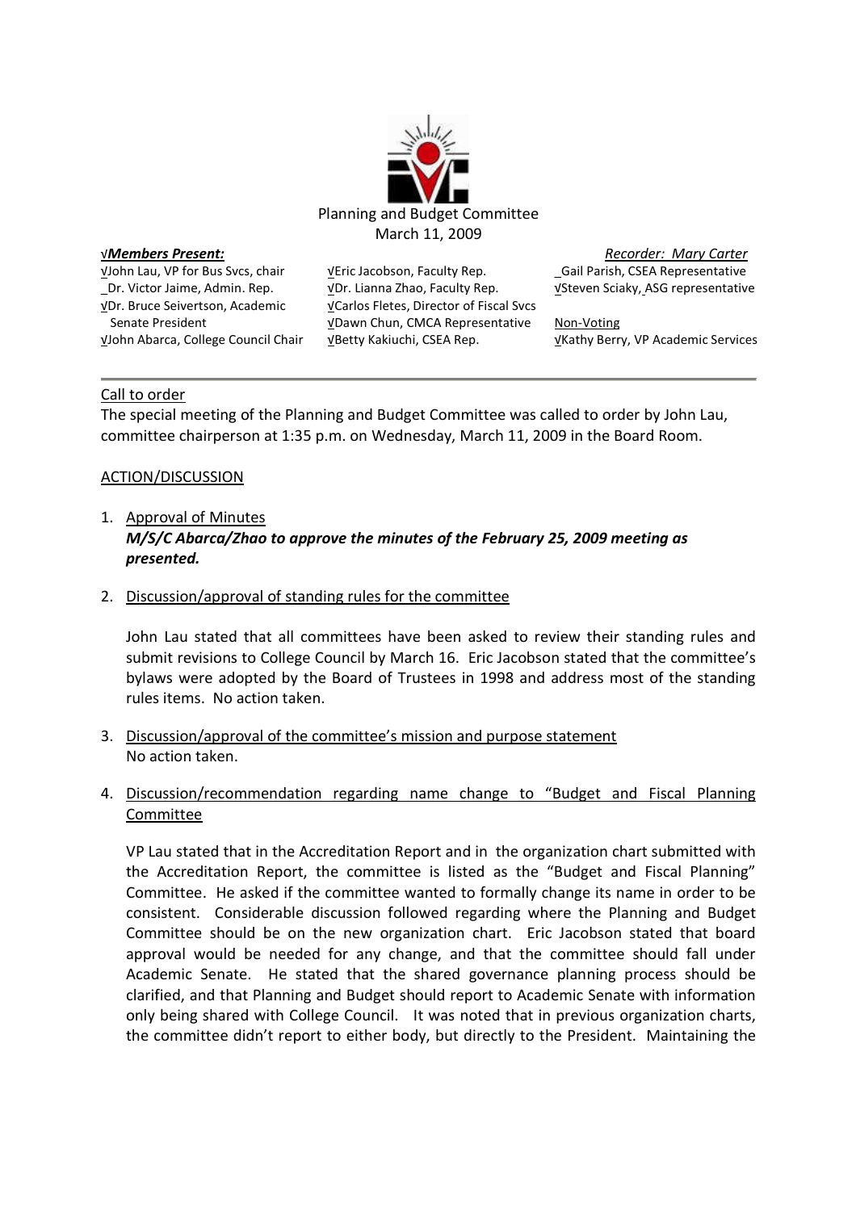Planning and Budget Committee
March 11, 2009

√***Members Present:***

√John Lau, VP for Bus Svcs, chair
_Dr. Victor Jaime, Admin. Rep.
√Dr. Bruce Seivertson, Academic Senate President
√John Abarca, College Council Chair
√Eric Jacobson, Faculty Rep.
√Dr. Lianna Zhao, Faculty Rep.
√Carlos Fletes, Director of Fiscal Svcs
√Dawn Chun, CMCA Representative
√Betty Kakiuchi, CSEA Rep.
_Gail Parish, CSEA Representative
√Steven Sciaky, ASG representative

Non-Voting
√Kathy Berry, VP Academic Services

*Recorder: Mary Carter*

---

Call to order

The special meeting of the Planning and Budget Committee was called to order by John Lau, committee chairperson at 1:35 p.m. on Wednesday, March 11, 2009 in the Board Room.

ACTION/DISCUSSION

1. Approval of Minutes
   ***M/S/C Abarca/Zhao to approve the minutes of the February 25, 2009 meeting as presented.***

2. Discussion/approval of standing rules for the committee

   John Lau stated that all committees have been asked to review their standing rules and submit revisions to College Council by March 16. Eric Jacobson stated that the committee's bylaws were adopted by the Board of Trustees in 1998 and address most of the standing rules items. No action taken.

3. Discussion/approval of the committee's mission and purpose statement
   No action taken.

4. Discussion/recommendation regarding name change to "Budget and Fiscal Planning Committee

   VP Lau stated that in the Accreditation Report and in the organization chart submitted with the Accreditation Report, the committee is listed as the "Budget and Fiscal Planning" Committee. He asked if the committee wanted to formally change its name in order to be consistent. Considerable discussion followed regarding where the Planning and Budget Committee should be on the new organization chart. Eric Jacobson stated that board approval would be needed for any change, and that the committee should fall under Academic Senate. He stated that the shared governance planning process should be clarified, and that Planning and Budget should report to Academic Senate with information only being shared with College Council. It was noted that in previous organization charts, the committee didn't report to either body, but directly to the President. Maintaining the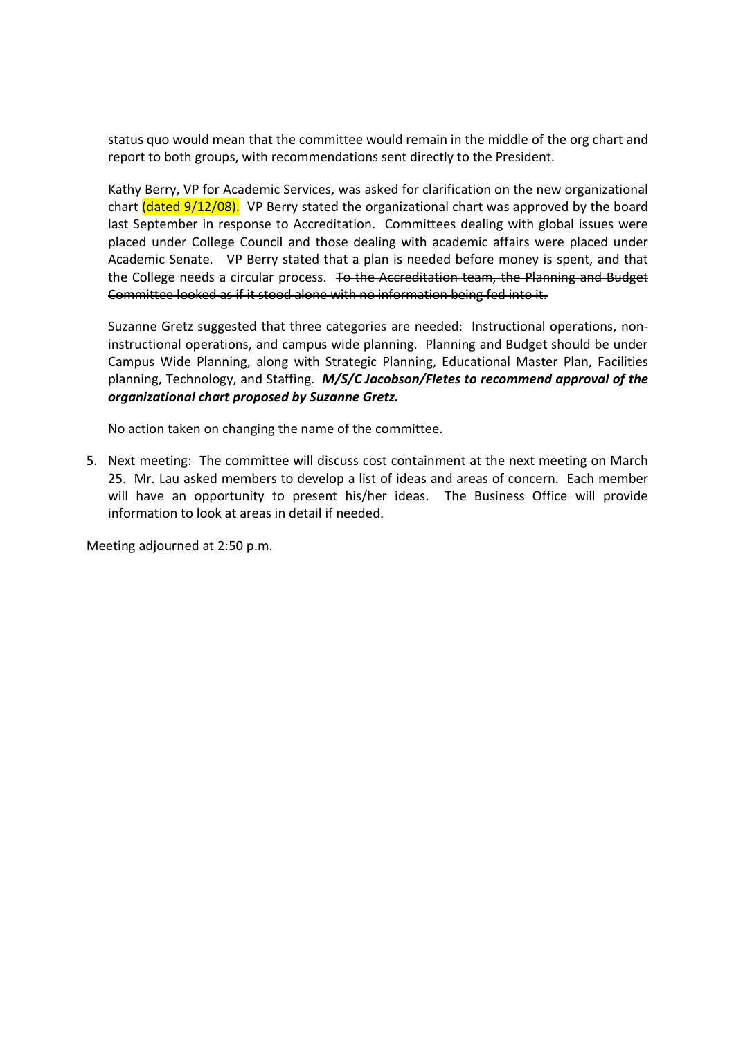status quo would mean that the committee would remain in the middle of the org chart and report to both groups, with recommendations sent directly to the President.

Kathy Berry, VP for Academic Services, was asked for clarification on the new organizational chart (dated 9/12/08). VP Berry stated the organizational chart was approved by the board last September in response to Accreditation. Committees dealing with global issues were placed under College Council and those dealing with academic affairs were placed under Academic Senate. VP Berry stated that a plan is needed before money is spent, and that the College needs a circular process. ~~To the Accreditation team, the Planning and Budget Committee looked as if it stood alone with no information being fed into it.~~

Suzanne Gretz suggested that three categories are needed: Instructional operations, non-instructional operations, and campus wide planning. Planning and Budget should be under Campus Wide Planning, along with Strategic Planning, Educational Master Plan, Facilities planning, Technology, and Staffing. ***M/S/C Jacobson/Fletes to recommend approval of the organizational chart proposed by Suzanne Gretz.***

No action taken on changing the name of the committee.

5. Next meeting: The committee will discuss cost containment at the next meeting on March 25. Mr. Lau asked members to develop a list of ideas and areas of concern. Each member will have an opportunity to present his/her ideas. The Business Office will provide information to look at areas in detail if needed.

Meeting adjourned at 2:50 p.m.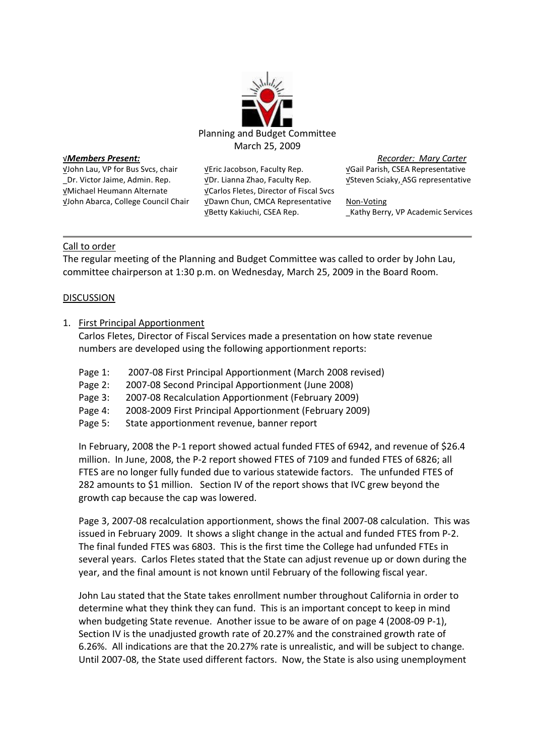Planning and Budget Committee
March 25, 2009

√*Members Present:*

*Recorder: Mary Carter*

| | | |
|---|---|---|
| √John Lau, VP for Bus Svcs, chair | √Eric Jacobson, Faculty Rep. | √Gail Parish, CSEA Representative |
| _Dr. Victor Jaime, Admin. Rep. | √Dr. Lianna Zhao, Faculty Rep. | √Steven Sciaky, ASG representative |
| √Michael Heumann Alternate | √Carlos Fletes, Director of Fiscal Svcs | |
| √John Abarca, College Council Chair | √Dawn Chun, CMCA Representative | Non-Voting |
| | √Betty Kakiuchi, CSEA Rep. | _Kathy Berry, VP Academic Services |

Call to order

The regular meeting of the Planning and Budget Committee was called to order by John Lau, committee chairperson at 1:30 p.m. on Wednesday, March 25, 2009 in the Board Room.

DISCUSSION

1. First Principal Apportionment

   Carlos Fletes, Director of Fiscal Services made a presentation on how state revenue numbers are developed using the following apportionment reports:

   Page 1: 2007-08 First Principal Apportionment (March 2008 revised)
   Page 2: 2007-08 Second Principal Apportionment (June 2008)
   Page 3: 2007-08 Recalculation Apportionment (February 2009)
   Page 4: 2008-2009 First Principal Apportionment (February 2009)
   Page 5: State apportionment revenue, banner report

   In February, 2008 the P-1 report showed actual funded FTES of 6942, and revenue of $26.4 million. In June, 2008, the P-2 report showed FTES of 7109 and funded FTES of 6826; all FTES are no longer fully funded due to various statewide factors. The unfunded FTES of 282 amounts to $1 million. Section IV of the report shows that IVC grew beyond the growth cap because the cap was lowered.

   Page 3, 2007-08 recalculation apportionment, shows the final 2007-08 calculation. This was issued in February 2009. It shows a slight change in the actual and funded FTES from P-2. The final funded FTES was 6803. This is the first time the College had unfunded FTEs in several years. Carlos Fletes stated that the State can adjust revenue up or down during the year, and the final amount is not known until February of the following fiscal year.

   John Lau stated that the State takes enrollment number throughout California in order to determine what they think they can fund. This is an important concept to keep in mind when budgeting State revenue. Another issue to be aware of on page 4 (2008-09 P-1), Section IV is the unadjusted growth rate of 20.27% and the constrained growth rate of 6.26%. All indications are that the 20.27% rate is unrealistic, and will be subject to change. Until 2007-08, the State used different factors. Now, the State is also using unemployment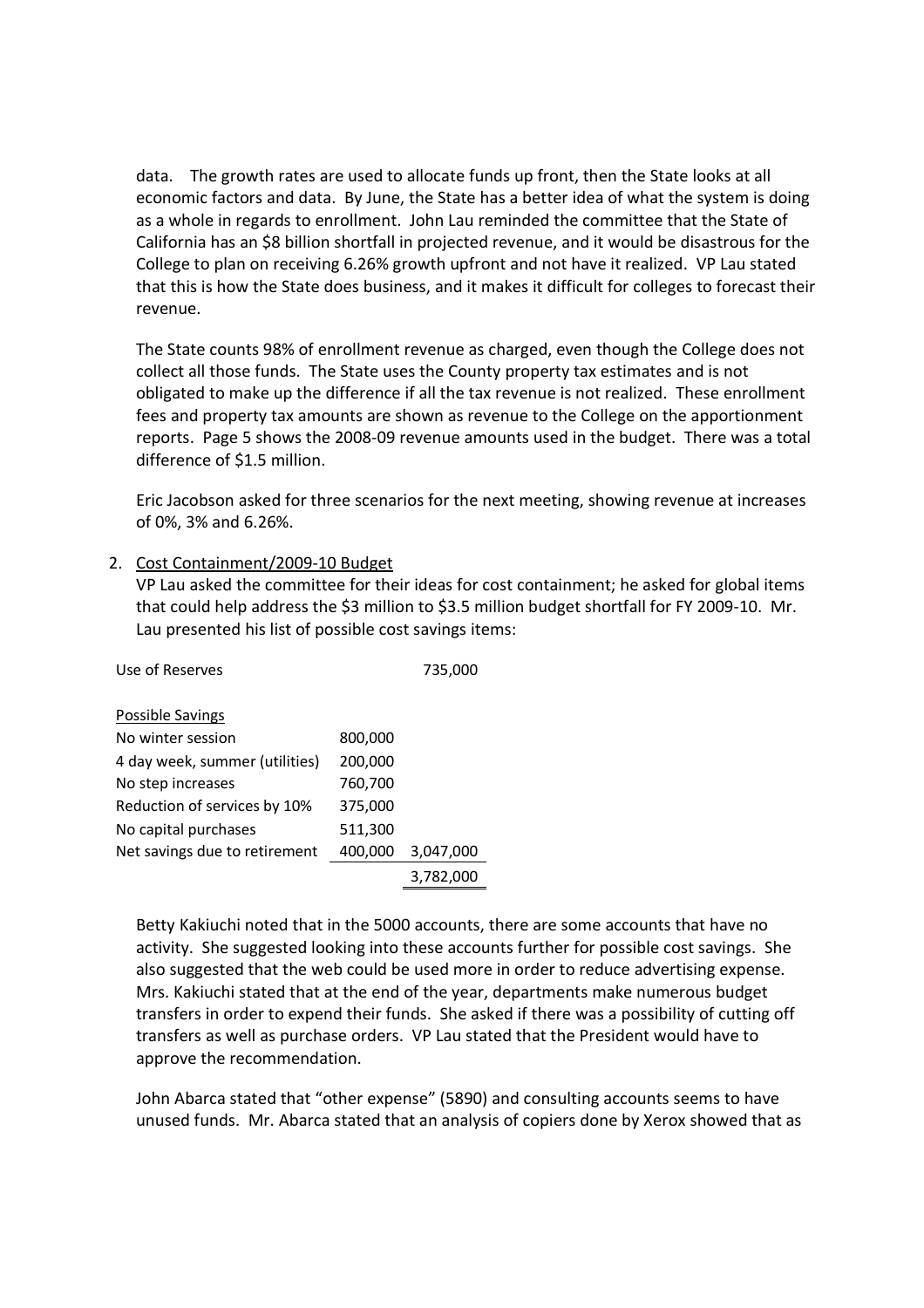data. The growth rates are used to allocate funds up front, then the State looks at all economic factors and data. By June, the State has a better idea of what the system is doing as a whole in regards to enrollment. John Lau reminded the committee that the State of California has an $8 billion shortfall in projected revenue, and it would be disastrous for the College to plan on receiving 6.26% growth upfront and not have it realized. VP Lau stated that this is how the State does business, and it makes it difficult for colleges to forecast their revenue.

The State counts 98% of enrollment revenue as charged, even though the College does not collect all those funds. The State uses the County property tax estimates and is not obligated to make up the difference if all the tax revenue is not realized. These enrollment fees and property tax amounts are shown as revenue to the College on the apportionment reports. Page 5 shows the 2008-09 revenue amounts used in the budget. There was a total difference of $1.5 million.

Eric Jacobson asked for three scenarios for the next meeting, showing revenue at increases of 0%, 3% and 6.26%.

2. <u>Cost Containment/2009-10 Budget</u>

VP Lau asked the committee for their ideas for cost containment; he asked for global items that could help address the $3 million to $3.5 million budget shortfall for FY 2009-10. Mr. Lau presented his list of possible cost savings items:

| | | |
|---|---|---|
| Use of Reserves | | 735,000 |
| | | |
| <u>Possible Savings</u> | | |
| No winter session | 800,000 | |
| 4 day week, summer (utilities) | 200,000 | |
| No step increases | 760,700 | |
| Reduction of services by 10% | 375,000 | |
| No capital purchases | 511,300 | |
| Net savings due to retirement | 400,000 | 3,047,000 |
| | | 3,782,000 |

Betty Kakiuchi noted that in the 5000 accounts, there are some accounts that have no activity. She suggested looking into these accounts further for possible cost savings. She also suggested that the web could be used more in order to reduce advertising expense. Mrs. Kakiuchi stated that at the end of the year, departments make numerous budget transfers in order to expend their funds. She asked if there was a possibility of cutting off transfers as well as purchase orders. VP Lau stated that the President would have to approve the recommendation.

John Abarca stated that "other expense" (5890) and consulting accounts seems to have unused funds. Mr. Abarca stated that an analysis of copiers done by Xerox showed that as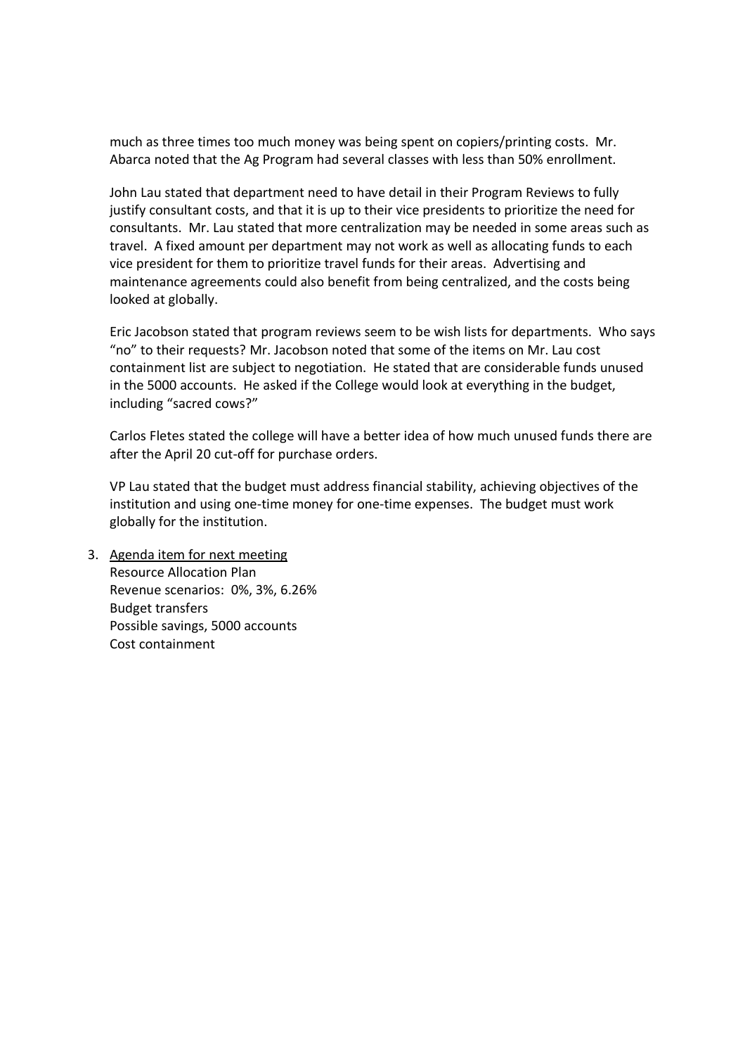much as three times too much money was being spent on copiers/printing costs. Mr. Abarca noted that the Ag Program had several classes with less than 50% enrollment.

John Lau stated that department need to have detail in their Program Reviews to fully justify consultant costs, and that it is up to their vice presidents to prioritize the need for consultants. Mr. Lau stated that more centralization may be needed in some areas such as travel. A fixed amount per department may not work as well as allocating funds to each vice president for them to prioritize travel funds for their areas. Advertising and maintenance agreements could also benefit from being centralized, and the costs being looked at globally.

Eric Jacobson stated that program reviews seem to be wish lists for departments. Who says "no" to their requests? Mr. Jacobson noted that some of the items on Mr. Lau cost containment list are subject to negotiation. He stated that are considerable funds unused in the 5000 accounts. He asked if the College would look at everything in the budget, including "sacred cows?"

Carlos Fletes stated the college will have a better idea of how much unused funds there are after the April 20 cut-off for purchase orders.

VP Lau stated that the budget must address financial stability, achieving objectives of the institution and using one-time money for one-time expenses. The budget must work globally for the institution.

3. <u>Agenda item for next meeting</u>
   Resource Allocation Plan
   Revenue scenarios: 0%, 3%, 6.26%
   Budget transfers
   Possible savings, 5000 accounts
   Cost containment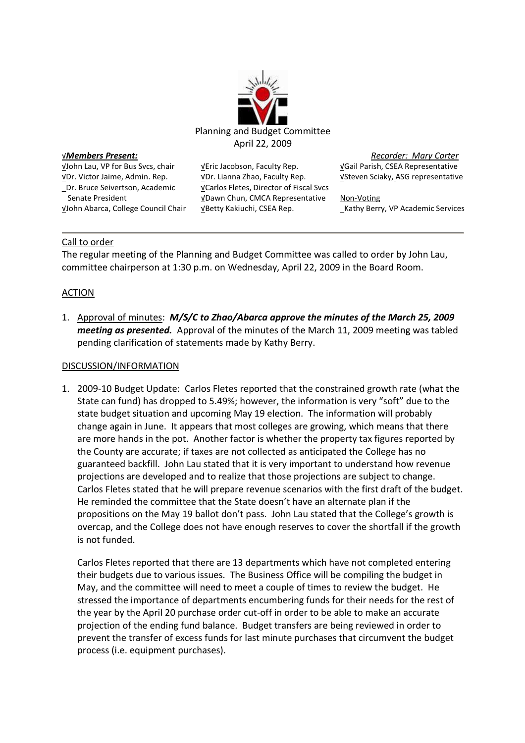Planning and Budget Committee
April 22, 2009

√***Members Present:*** *Recorder: Mary Carter*

√John Lau, VP for Bus Svcs, chair
√Dr. Victor Jaime, Admin. Rep.
_Dr. Bruce Seivertson, Academic Senate President
√John Abarca, College Council Chair
√Eric Jacobson, Faculty Rep.
√Dr. Lianna Zhao, Faculty Rep.
√Carlos Fletes, Director of Fiscal Svcs
√Dawn Chun, CMCA Representative
√Betty Kakiuchi, CSEA Rep.
√Gail Parish, CSEA Representative
√Steven Sciaky, ASG representative

Non-Voting
_Kathy Berry, VP Academic Services

---

Call to order

The regular meeting of the Planning and Budget Committee was called to order by John Lau, committee chairperson at 1:30 p.m. on Wednesday, April 22, 2009 in the Board Room.

ACTION

1. Approval of minutes: ***M/S/C to Zhao/Abarca approve the minutes of the March 25, 2009 meeting as presented.*** Approval of the minutes of the March 11, 2009 meeting was tabled pending clarification of statements made by Kathy Berry.

DISCUSSION/INFORMATION

1. 2009-10 Budget Update: Carlos Fletes reported that the constrained growth rate (what the State can fund) has dropped to 5.49%; however, the information is very "soft" due to the state budget situation and upcoming May 19 election. The information will probably change again in June. It appears that most colleges are growing, which means that there are more hands in the pot. Another factor is whether the property tax figures reported by the County are accurate; if taxes are not collected as anticipated the College has no guaranteed backfill. John Lau stated that it is very important to understand how revenue projections are developed and to realize that those projections are subject to change. Carlos Fletes stated that he will prepare revenue scenarios with the first draft of the budget. He reminded the committee that the State doesn't have an alternate plan if the propositions on the May 19 ballot don't pass. John Lau stated that the College's growth is overcap, and the College does not have enough reserves to cover the shortfall if the growth is not funded.

   Carlos Fletes reported that there are 13 departments which have not completed entering their budgets due to various issues. The Business Office will be compiling the budget in May, and the committee will need to meet a couple of times to review the budget. He stressed the importance of departments encumbering funds for their needs for the rest of the year by the April 20 purchase order cut-off in order to be able to make an accurate projection of the ending fund balance. Budget transfers are being reviewed in order to prevent the transfer of excess funds for last minute purchases that circumvent the budget process (i.e. equipment purchases).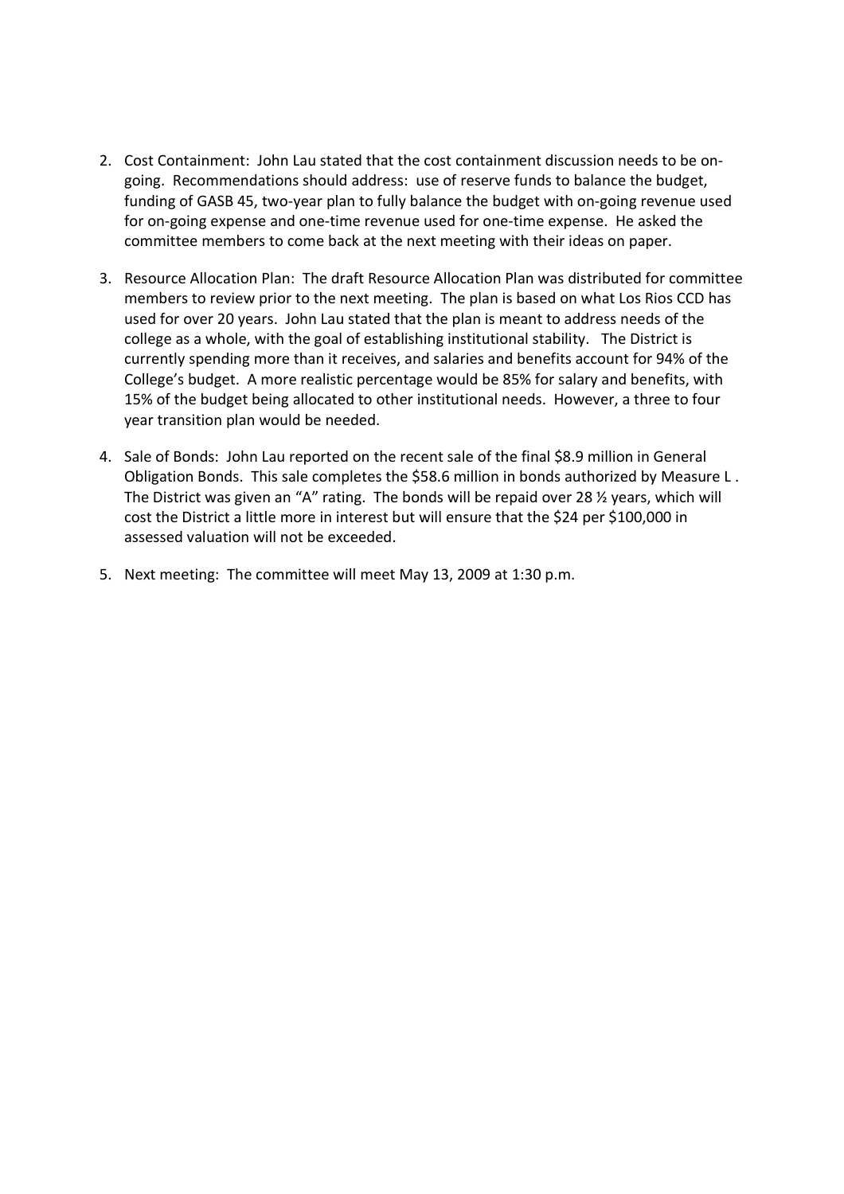2. Cost Containment: John Lau stated that the cost containment discussion needs to be on-going. Recommendations should address: use of reserve funds to balance the budget, funding of GASB 45, two-year plan to fully balance the budget with on-going revenue used for on-going expense and one-time revenue used for one-time expense. He asked the committee members to come back at the next meeting with their ideas on paper.

3. Resource Allocation Plan: The draft Resource Allocation Plan was distributed for committee members to review prior to the next meeting. The plan is based on what Los Rios CCD has used for over 20 years. John Lau stated that the plan is meant to address needs of the college as a whole, with the goal of establishing institutional stability. The District is currently spending more than it receives, and salaries and benefits account for 94% of the College's budget. A more realistic percentage would be 85% for salary and benefits, with 15% of the budget being allocated to other institutional needs. However, a three to four year transition plan would be needed.

4. Sale of Bonds: John Lau reported on the recent sale of the final $8.9 million in General Obligation Bonds. This sale completes the $58.6 million in bonds authorized by Measure L . The District was given an "A" rating. The bonds will be repaid over 28 ½ years, which will cost the District a little more in interest but will ensure that the $24 per $100,000 in assessed valuation will not be exceeded.

5. Next meeting: The committee will meet May 13, 2009 at 1:30 p.m.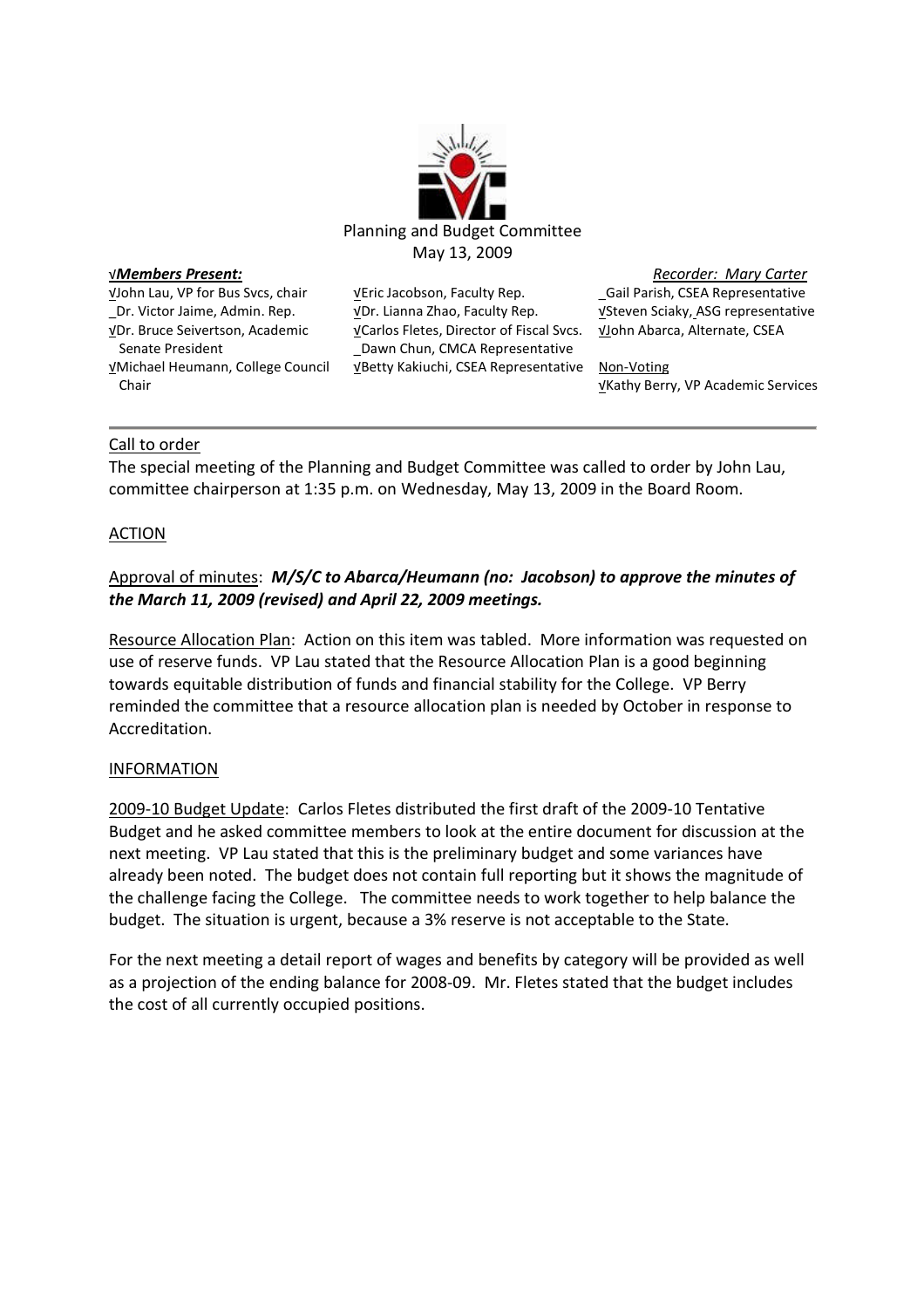Planning and Budget Committee
May 13, 2009

√***Members Present:*** ***Recorder: Mary Carter***

√John Lau, VP for Bus Svcs, chair
_Dr. Victor Jaime, Admin. Rep.
√Dr. Bruce Seivertson, Academic Senate President
√Michael Heumann, College Council Chair
√Eric Jacobson, Faculty Rep.
√Dr. Lianna Zhao, Faculty Rep.
√Carlos Fletes, Director of Fiscal Svcs.
_Dawn Chun, CMCA Representative
√Betty Kakiuchi, CSEA Representative
_Gail Parish, CSEA Representative
√Steven Sciaky, ASG representative
√John Abarca, Alternate, CSEA

Non-Voting
√Kathy Berry, VP Academic Services

---

Call to order

The special meeting of the Planning and Budget Committee was called to order by John Lau, committee chairperson at 1:35 p.m. on Wednesday, May 13, 2009 in the Board Room.

ACTION

Approval of minutes: ***M/S/C to Abarca/Heumann (no: Jacobson) to approve the minutes of the March 11, 2009 (revised) and April 22, 2009 meetings.***

Resource Allocation Plan: Action on this item was tabled. More information was requested on use of reserve funds. VP Lau stated that the Resource Allocation Plan is a good beginning towards equitable distribution of funds and financial stability for the College. VP Berry reminded the committee that a resource allocation plan is needed by October in response to Accreditation.

INFORMATION

2009-10 Budget Update: Carlos Fletes distributed the first draft of the 2009-10 Tentative Budget and he asked committee members to look at the entire document for discussion at the next meeting. VP Lau stated that this is the preliminary budget and some variances have already been noted. The budget does not contain full reporting but it shows the magnitude of the challenge facing the College. The committee needs to work together to help balance the budget. The situation is urgent, because a 3% reserve is not acceptable to the State.

For the next meeting a detail report of wages and benefits by category will be provided as well as a projection of the ending balance for 2008-09. Mr. Fletes stated that the budget includes the cost of all currently occupied positions.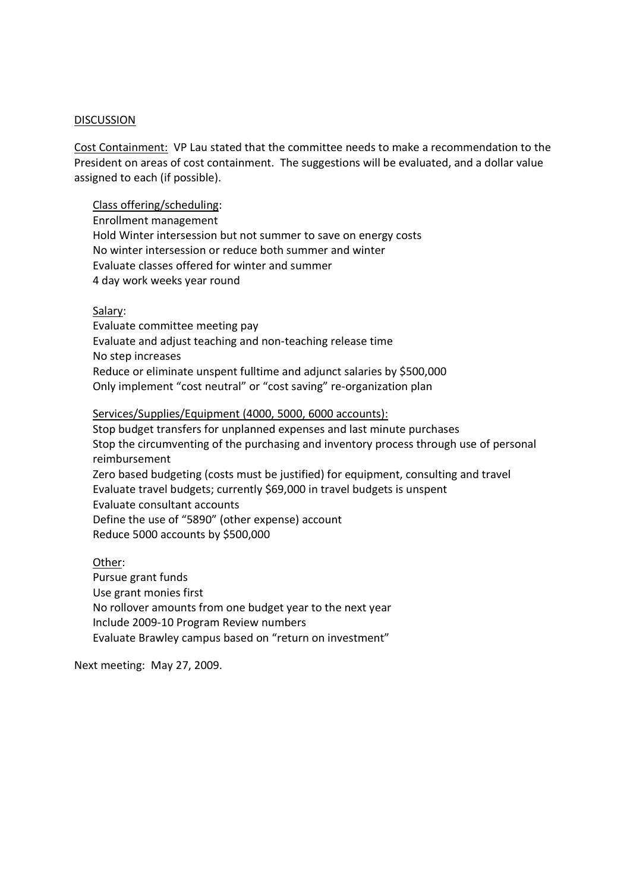<u>DISCUSSION</u>

<u>Cost Containment:</u> VP Lau stated that the committee needs to make a recommendation to the President on areas of cost containment. The suggestions will be evaluated, and a dollar value assigned to each (if possible).

<u>Class offering/scheduling</u>:
Enrollment management
Hold Winter intersession but not summer to save on energy costs
No winter intersession or reduce both summer and winter
Evaluate classes offered for winter and summer
4 day work weeks year round

<u>Salary</u>:
Evaluate committee meeting pay
Evaluate and adjust teaching and non-teaching release time
No step increases
Reduce or eliminate unspent fulltime and adjunct salaries by $500,000
Only implement "cost neutral" or "cost saving" re-organization plan

<u>Services/Supplies/Equipment (4000, 5000, 6000 accounts):</u>
Stop budget transfers for unplanned expenses and last minute purchases
Stop the circumventing of the purchasing and inventory process through use of personal reimbursement
Zero based budgeting (costs must be justified) for equipment, consulting and travel
Evaluate travel budgets; currently $69,000 in travel budgets is unspent
Evaluate consultant accounts
Define the use of "5890" (other expense) account
Reduce 5000 accounts by $500,000

<u>Other</u>:
Pursue grant funds
Use grant monies first
No rollover amounts from one budget year to the next year
Include 2009-10 Program Review numbers
Evaluate Brawley campus based on "return on investment"

Next meeting: May 27, 2009.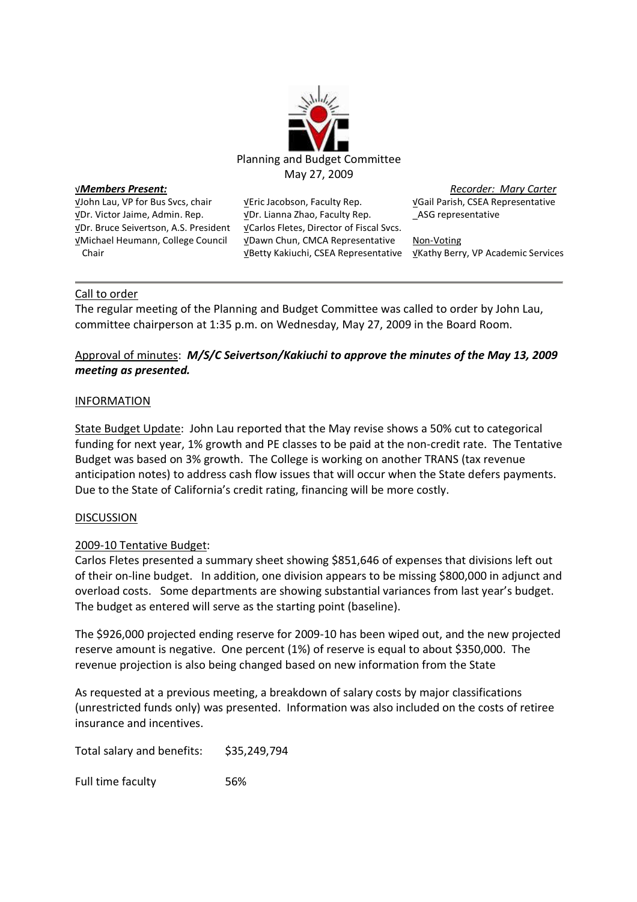Planning and Budget Committee
May 27, 2009

√***Members Present:*** *Recorder: Mary Carter*

√John Lau, VP for Bus Svcs, chair
√Dr. Victor Jaime, Admin. Rep.
√Dr. Bruce Seivertson, A.S. President
√Michael Heumann, College Council Chair
√Eric Jacobson, Faculty Rep.
√Dr. Lianna Zhao, Faculty Rep.
√Carlos Fletes, Director of Fiscal Svcs.
√Dawn Chun, CMCA Representative
√Betty Kakiuchi, CSEA Representative
√Gail Parish, CSEA Representative
_ASG representative

Non-Voting
√Kathy Berry, VP Academic Services

---

Call to order

The regular meeting of the Planning and Budget Committee was called to order by John Lau, committee chairperson at 1:35 p.m. on Wednesday, May 27, 2009 in the Board Room.

Approval of minutes: ***M/S/C Seivertson/Kakiuchi to approve the minutes of the May 13, 2009 meeting as presented.***

INFORMATION

State Budget Update: John Lau reported that the May revise shows a 50% cut to categorical funding for next year, 1% growth and PE classes to be paid at the non-credit rate. The Tentative Budget was based on 3% growth. The College is working on another TRANS (tax revenue anticipation notes) to address cash flow issues that will occur when the State defers payments. Due to the State of California's credit rating, financing will be more costly.

DISCUSSION

2009-10 Tentative Budget:

Carlos Fletes presented a summary sheet showing $851,646 of expenses that divisions left out of their on-line budget. In addition, one division appears to be missing $800,000 in adjunct and overload costs. Some departments are showing substantial variances from last year's budget. The budget as entered will serve as the starting point (baseline).

The $926,000 projected ending reserve for 2009-10 has been wiped out, and the new projected reserve amount is negative. One percent (1%) of reserve is equal to about $350,000. The revenue projection is also being changed based on new information from the State

As requested at a previous meeting, a breakdown of salary costs by major classifications (unrestricted funds only) was presented. Information was also included on the costs of retiree insurance and incentives.

| | |
|---|---|
| Total salary and benefits: | $35,249,794 |
| Full time faculty | 56% |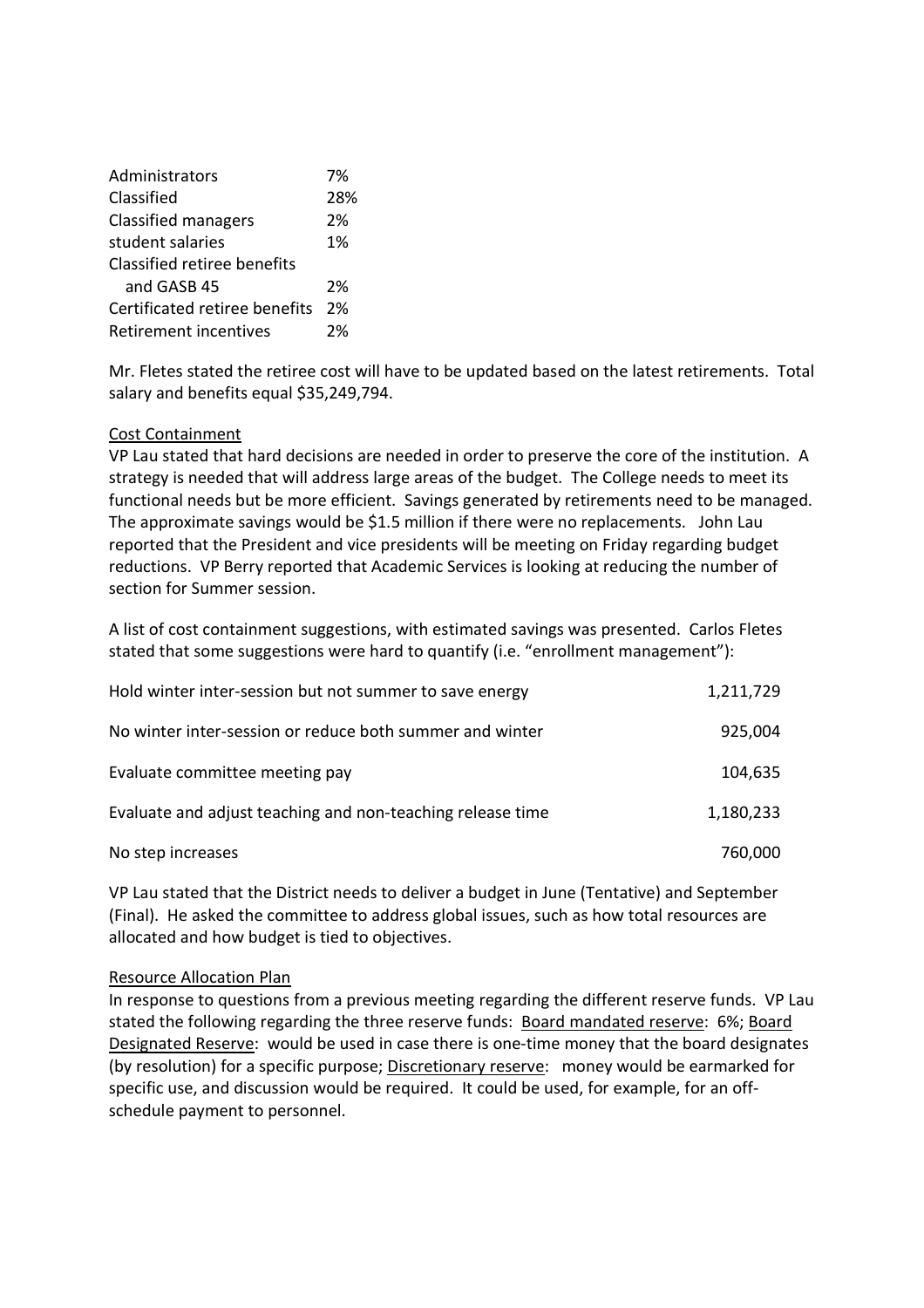| | |
|---|---|
| Administrators | 7% |
| Classified | 28% |
| Classified managers | 2% |
| student salaries | 1% |
| Classified retiree benefits and GASB 45 | 2% |
| Certificated retiree benefits | 2% |
| Retirement incentives | 2% |

Mr. Fletes stated the retiree cost will have to be updated based on the latest retirements. Total salary and benefits equal $35,249,794.

Cost Containment

VP Lau stated that hard decisions are needed in order to preserve the core of the institution. A strategy is needed that will address large areas of the budget. The College needs to meet its functional needs but be more efficient. Savings generated by retirements need to be managed. The approximate savings would be $1.5 million if there were no replacements. John Lau reported that the President and vice presidents will be meeting on Friday regarding budget reductions. VP Berry reported that Academic Services is looking at reducing the number of section for Summer session.

A list of cost containment suggestions, with estimated savings was presented. Carlos Fletes stated that some suggestions were hard to quantify (i.e. "enrollment management"):

| | |
|---|---|
| Hold winter inter-session but not summer to save energy | 1,211,729 |
| No winter inter-session or reduce both summer and winter | 925,004 |
| Evaluate committee meeting pay | 104,635 |
| Evaluate and adjust teaching and non-teaching release time | 1,180,233 |
| No step increases | 760,000 |

VP Lau stated that the District needs to deliver a budget in June (Tentative) and September (Final). He asked the committee to address global issues, such as how total resources are allocated and how budget is tied to objectives.

Resource Allocation Plan

In response to questions from a previous meeting regarding the different reserve funds. VP Lau stated the following regarding the three reserve funds: Board mandated reserve: 6%; Board Designated Reserve: would be used in case there is one-time money that the board designates (by resolution) for a specific purpose; Discretionary reserve: money would be earmarked for specific use, and discussion would be required. It could be used, for example, for an off-schedule payment to personnel.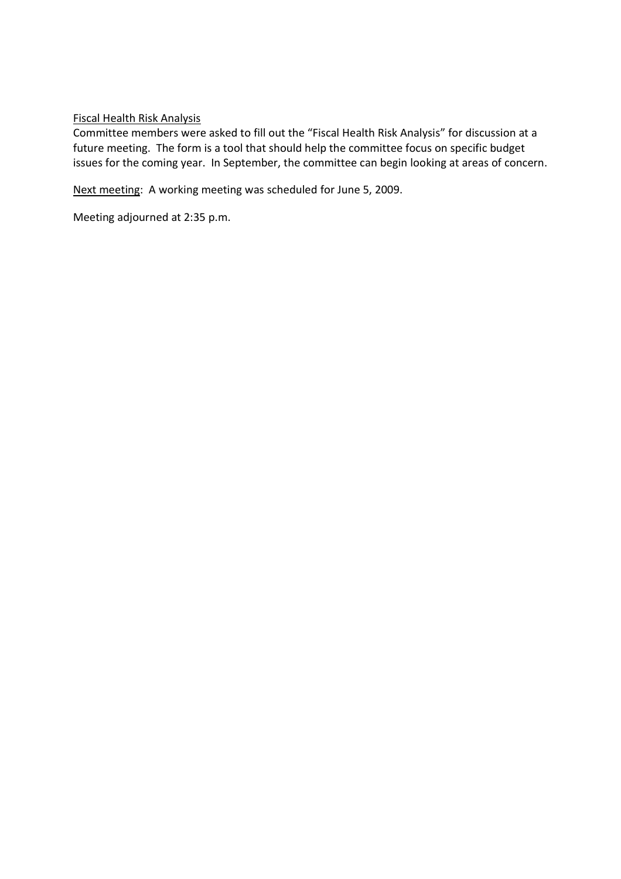<u>Fiscal Health Risk Analysis</u>

Committee members were asked to fill out the "Fiscal Health Risk Analysis" for discussion at a future meeting. The form is a tool that should help the committee focus on specific budget issues for the coming year. In September, the committee can begin looking at areas of concern.

<u>Next meeting</u>: A working meeting was scheduled for June 5, 2009.

Meeting adjourned at 2:35 p.m.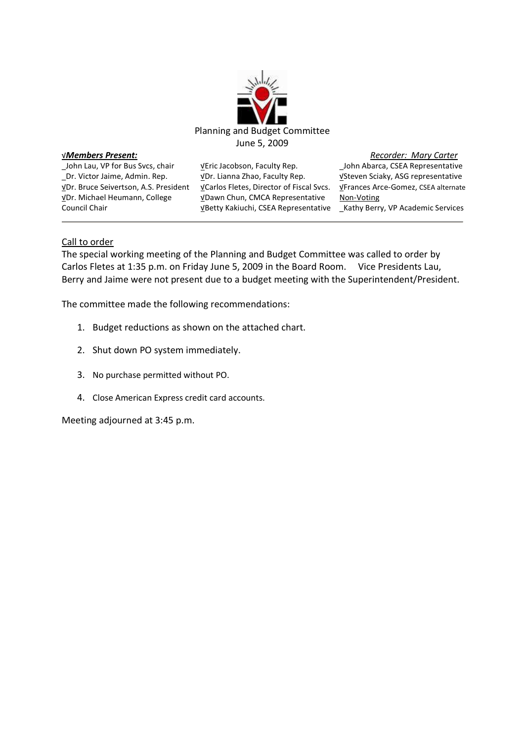Planning and Budget Committee
June 5, 2009

√***Members Present:*** *Recorder: Mary Carter*

| | | |
|---|---|---|
| _John Lau, VP for Bus Svcs, chair | √Eric Jacobson, Faculty Rep. | _John Abarca, CSEA Representative |
| _Dr. Victor Jaime, Admin. Rep. | √Dr. Lianna Zhao, Faculty Rep. | √Steven Sciaky, ASG representative |
| √Dr. Bruce Seivertson, A.S. President | √Carlos Fletes, Director of Fiscal Svcs. | √Frances Arce-Gomez, CSEA alternate |
| √Dr. Michael Heumann, College Council Chair | √Dawn Chun, CMCA Representative | Non-Voting |
| | √Betty Kakiuchi, CSEA Representative | _Kathy Berry, VP Academic Services |

Call to order

The special working meeting of the Planning and Budget Committee was called to order by Carlos Fletes at 1:35 p.m. on Friday June 5, 2009 in the Board Room. Vice Presidents Lau, Berry and Jaime were not present due to a budget meeting with the Superintendent/President.

The committee made the following recommendations:

1. Budget reductions as shown on the attached chart.
2. Shut down PO system immediately.
3. No purchase permitted without PO.
4. Close American Express credit card accounts.

Meeting adjourned at 3:45 p.m.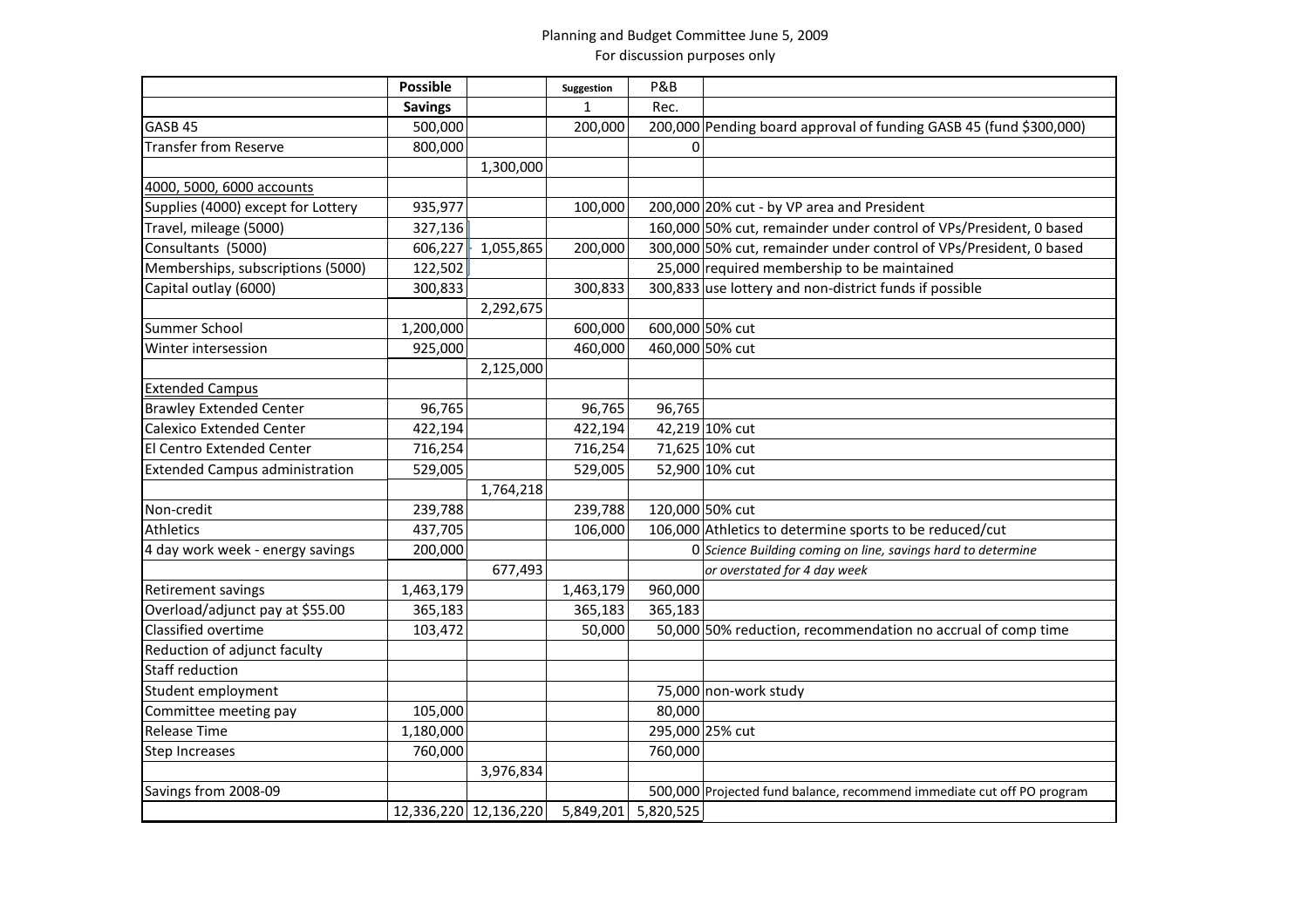Planning and Budget Committee June 5, 2009
For discussion purposes only

| | Possible | | Suggestion | P&B | |
|---|---|---|---|---|---|
| | Savings | | 1 | Rec. | |
| GASB 45 | 500,000 | | 200,000 | 200,000 | Pending board approval of funding GASB 45 (fund $300,000) |
| Transfer from Reserve | 800,000 | | | 0 | |
| | | 1,300,000 | | | |
| 4000, 5000, 6000 accounts | | | | | |
| Supplies (4000) except for Lottery | 935,977 | | 100,000 | 200,000 | 20% cut - by VP area and President |
| Travel, mileage (5000) | 327,136 | | | 160,000 | 50% cut, remainder under control of VPs/President, 0 based |
| Consultants (5000) | 606,227 | 1,055,865 | 200,000 | 300,000 | 50% cut, remainder under control of VPs/President, 0 based |
| Memberships, subscriptions (5000) | 122,502 | | | 25,000 | required membership to be maintained |
| Capital outlay (6000) | 300,833 | | 300,833 | 300,833 | use lottery and non-district funds if possible |
| | | 2,292,675 | | | |
| Summer School | 1,200,000 | | 600,000 | 600,000 | 50% cut |
| Winter intersession | 925,000 | | 460,000 | 460,000 | 50% cut |
| | | 2,125,000 | | | |
| Extended Campus | | | | | |
| Brawley Extended Center | 96,765 | | 96,765 | 96,765 | |
| Calexico Extended Center | 422,194 | | 422,194 | 42,219 | 10% cut |
| El Centro Extended Center | 716,254 | | 716,254 | 71,625 | 10% cut |
| Extended Campus administration | 529,005 | | 529,005 | 52,900 | 10% cut |
| | | 1,764,218 | | | |
| Non-credit | 239,788 | | 239,788 | 120,000 | 50% cut |
| Athletics | 437,705 | | 106,000 | 106,000 | Athletics to determine sports to be reduced/cut |
| 4 day work week - energy savings | 200,000 | | | 0 | *Science Building coming on line, savings hard to determine* |
| | | 677,493 | | | *or overstated for 4 day week* |
| Retirement savings | 1,463,179 | | 1,463,179 | 960,000 | |
| Overload/adjunct pay at $55.00 | 365,183 | | 365,183 | 365,183 | |
| Classified overtime | 103,472 | | 50,000 | 50,000 | 50% reduction, recommendation no accrual of comp time |
| Reduction of adjunct faculty | | | | | |
| Staff reduction | | | | | |
| Student employment | | | | 75,000 | non-work study |
| Committee meeting pay | 105,000 | | | 80,000 | |
| Release Time | 1,180,000 | | | 295,000 | 25% cut |
| Step Increases | 760,000 | | | 760,000 | |
| | | 3,976,834 | | | |
| Savings from 2008-09 | | | | 500,000 | Projected fund balance, recommend immediate cut off PO program |
| | 12,336,220 | 12,136,220 | 5,849,201 | 5,820,525 | |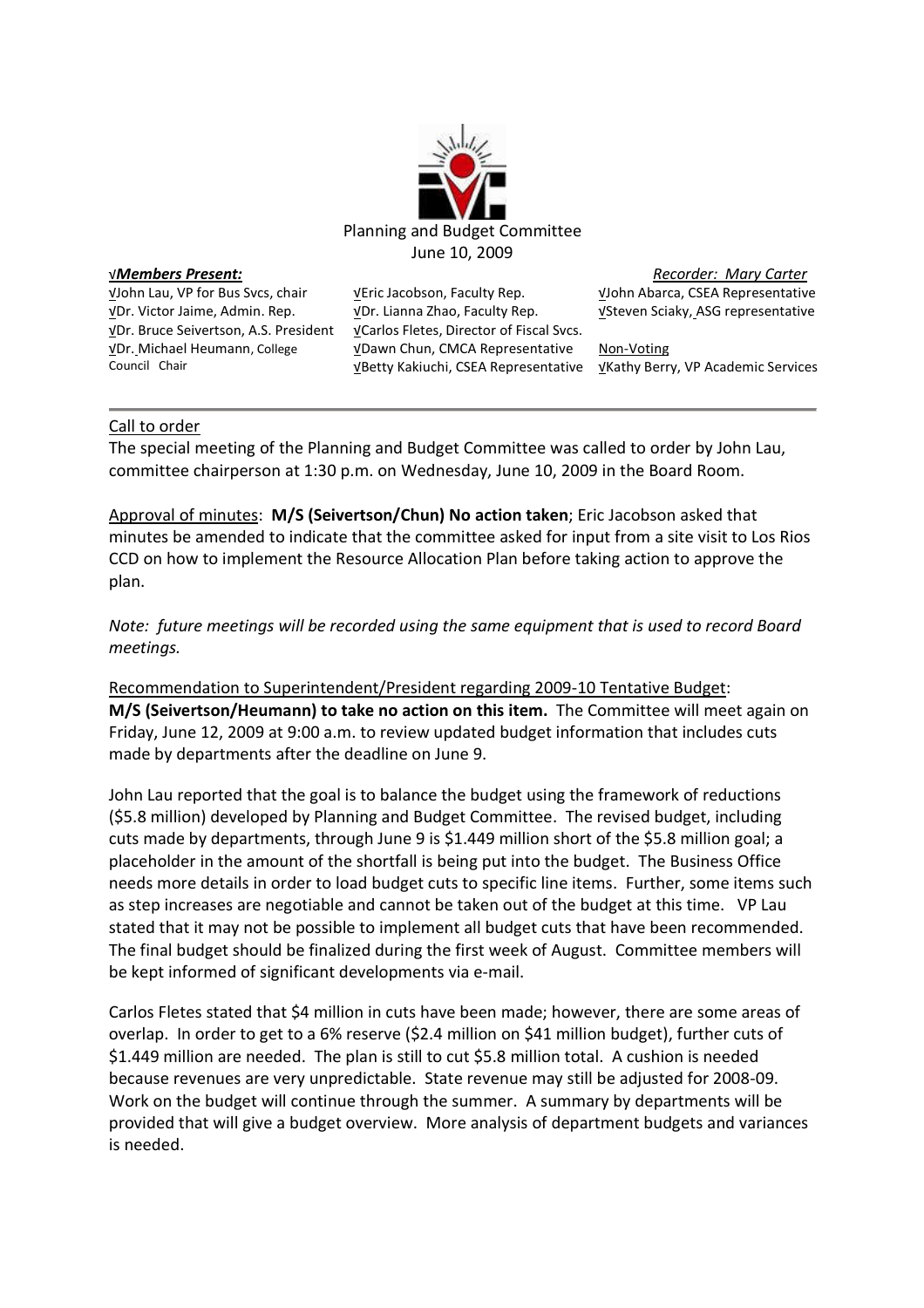Planning and Budget Committee
June 10, 2009

√***Members Present:*** *Recorder: Mary Carter*

√John Lau, VP for Bus Svcs, chair
√Dr. Victor Jaime, Admin. Rep.
√Dr. Bruce Seivertson, A.S. President
√Dr. Michael Heumann, College Council Chair
√Eric Jacobson, Faculty Rep.
√Dr. Lianna Zhao, Faculty Rep.
√Carlos Fletes, Director of Fiscal Svcs.
√Dawn Chun, CMCA Representative
√Betty Kakiuchi, CSEA Representative
√John Abarca, CSEA Representative
√Steven Sciaky, ASG representative

Non-Voting
√Kathy Berry, VP Academic Services

Call to order

The special meeting of the Planning and Budget Committee was called to order by John Lau, committee chairperson at 1:30 p.m. on Wednesday, June 10, 2009 in the Board Room.

Approval of minutes: **M/S (Seivertson/Chun) No action taken**; Eric Jacobson asked that minutes be amended to indicate that the committee asked for input from a site visit to Los Rios CCD on how to implement the Resource Allocation Plan before taking action to approve the plan.

*Note: future meetings will be recorded using the same equipment that is used to record Board meetings.*

Recommendation to Superintendent/President regarding 2009-10 Tentative Budget: **M/S (Seivertson/Heumann) to take no action on this item.** The Committee will meet again on Friday, June 12, 2009 at 9:00 a.m. to review updated budget information that includes cuts made by departments after the deadline on June 9.

John Lau reported that the goal is to balance the budget using the framework of reductions ($5.8 million) developed by Planning and Budget Committee. The revised budget, including cuts made by departments, through June 9 is $1.449 million short of the $5.8 million goal; a placeholder in the amount of the shortfall is being put into the budget. The Business Office needs more details in order to load budget cuts to specific line items. Further, some items such as step increases are negotiable and cannot be taken out of the budget at this time. VP Lau stated that it may not be possible to implement all budget cuts that have been recommended. The final budget should be finalized during the first week of August. Committee members will be kept informed of significant developments via e-mail.

Carlos Fletes stated that $4 million in cuts have been made; however, there are some areas of overlap. In order to get to a 6% reserve ($2.4 million on $41 million budget), further cuts of $1.449 million are needed. The plan is still to cut $5.8 million total. A cushion is needed because revenues are very unpredictable. State revenue may still be adjusted for 2008-09. Work on the budget will continue through the summer. A summary by departments will be provided that will give a budget overview. More analysis of department budgets and variances is needed.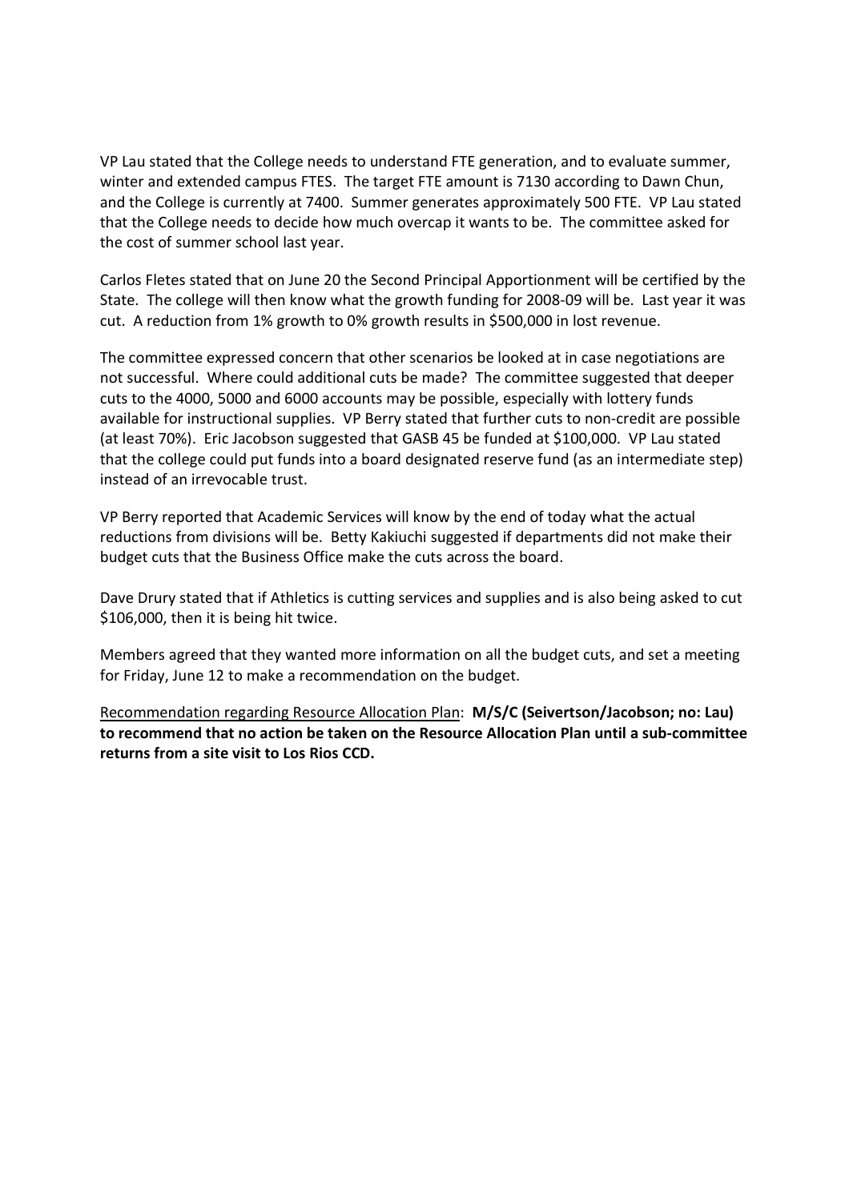VP Lau stated that the College needs to understand FTE generation, and to evaluate summer, winter and extended campus FTES. The target FTE amount is 7130 according to Dawn Chun, and the College is currently at 7400. Summer generates approximately 500 FTE. VP Lau stated that the College needs to decide how much overcap it wants to be. The committee asked for the cost of summer school last year.

Carlos Fletes stated that on June 20 the Second Principal Apportionment will be certified by the State. The college will then know what the growth funding for 2008-09 will be. Last year it was cut. A reduction from 1% growth to 0% growth results in $500,000 in lost revenue.

The committee expressed concern that other scenarios be looked at in case negotiations are not successful. Where could additional cuts be made? The committee suggested that deeper cuts to the 4000, 5000 and 6000 accounts may be possible, especially with lottery funds available for instructional supplies. VP Berry stated that further cuts to non-credit are possible (at least 70%). Eric Jacobson suggested that GASB 45 be funded at $100,000. VP Lau stated that the college could put funds into a board designated reserve fund (as an intermediate step) instead of an irrevocable trust.

VP Berry reported that Academic Services will know by the end of today what the actual reductions from divisions will be. Betty Kakiuchi suggested if departments did not make their budget cuts that the Business Office make the cuts across the board.

Dave Drury stated that if Athletics is cutting services and supplies and is also being asked to cut $106,000, then it is being hit twice.

Members agreed that they wanted more information on all the budget cuts, and set a meeting for Friday, June 12 to make a recommendation on the budget.

<u>Recommendation regarding Resource Allocation Plan</u>: **M/S/C (Seivertson/Jacobson; no: Lau) to recommend that no action be taken on the Resource Allocation Plan until a sub-committee returns from a site visit to Los Rios CCD.**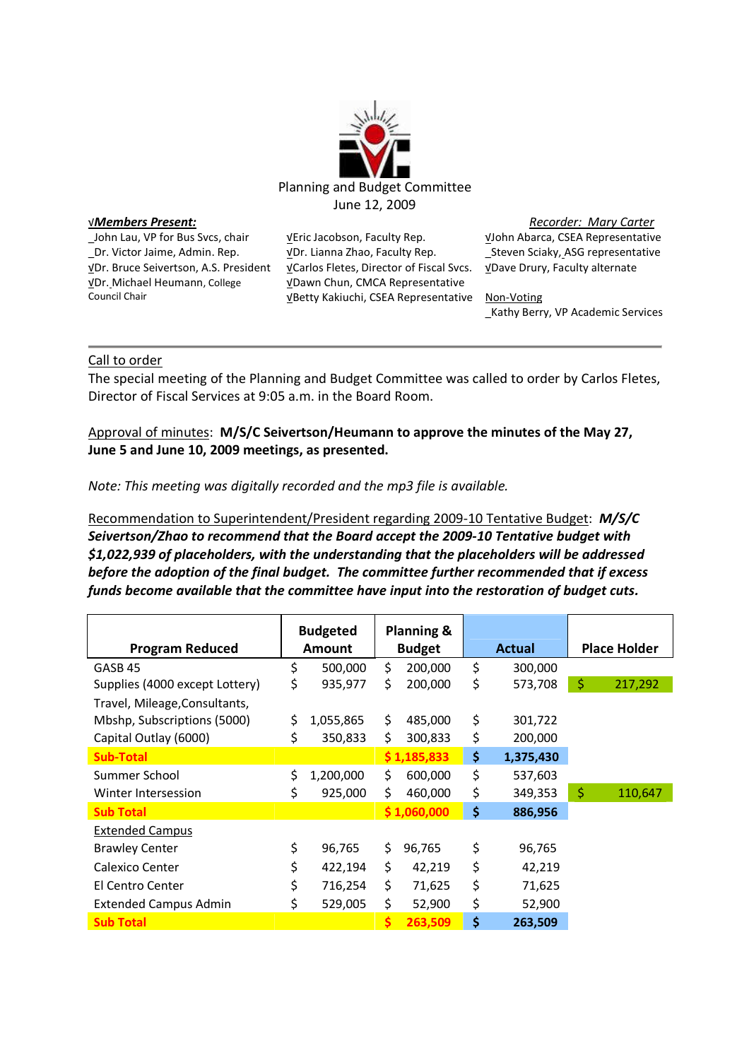Planning and Budget Committee
June 12, 2009

√***Members Present:*** *Recorder: Mary Carter*

_John Lau, VP for Bus Svcs, chair
_Dr. Victor Jaime, Admin. Rep.
√Dr. Bruce Seivertson, A.S. President
√Dr. Michael Heumann, College Council Chair

√Eric Jacobson, Faculty Rep.
√Dr. Lianna Zhao, Faculty Rep.
√Carlos Fletes, Director of Fiscal Svcs.
√Dawn Chun, CMCA Representative
√Betty Kakiuchi, CSEA Representative

√John Abarca, CSEA Representative
_Steven Sciaky, ASG representative
√Dave Drury, Faculty alternate

Non-Voting
_Kathy Berry, VP Academic Services

---

Call to order
The special meeting of the Planning and Budget Committee was called to order by Carlos Fletes, Director of Fiscal Services at 9:05 a.m. in the Board Room.

Approval of minutes: **M/S/C Seivertson/Heumann to approve the minutes of the May 27, June 5 and June 10, 2009 meetings, as presented.**

*Note: This meeting was digitally recorded and the mp3 file is available.*

Recommendation to Superintendent/President regarding 2009-10 Tentative Budget: ***M/S/C Seivertson/Zhao to recommend that the Board accept the 2009-10 Tentative budget with $1,022,939 of placeholders, with the understanding that the placeholders will be addressed before the adoption of the final budget. The committee further recommended that if excess funds become available that the committee have input into the restoration of budget cuts.***

| Program Reduced | Budgeted Amount | Planning & Budget | Actual | Place Holder |
|---|---|---|---|---|
| GASB 45 | $ 500,000 | $ 200,000 | $ 300,000 | |
| Supplies (4000 except Lottery) | $ 935,977 | $ 200,000 | $ 573,708 | $ 217,292 |
| Travel, Mileage,Consultants, Mbshp, Subscriptions (5000) | $ 1,055,865 | $ 485,000 | $ 301,722 | |
| Capital Outlay (6000) | $ 350,833 | $ 300,833 | $ 200,000 | |
| **Sub-Total** | | **$ 1,185,833** | **$ 1,375,430** | |
| Summer School | $ 1,200,000 | $ 600,000 | $ 537,603 | |
| Winter Intersession | $ 925,000 | $ 460,000 | $ 349,353 | $ 110,647 |
| **Sub Total** | | **$ 1,060,000** | **$ 886,956** | |
| Extended Campus | | | | |
| Brawley Center | $ 96,765 | $ 96,765 | $ 96,765 | |
| Calexico Center | $ 422,194 | $ 42,219 | $ 42,219 | |
| El Centro Center | $ 716,254 | $ 71,625 | $ 71,625 | |
| Extended Campus Admin | $ 529,005 | $ 52,900 | $ 52,900 | |
| **Sub Total** | | **$ 263,509** | **$ 263,509** | |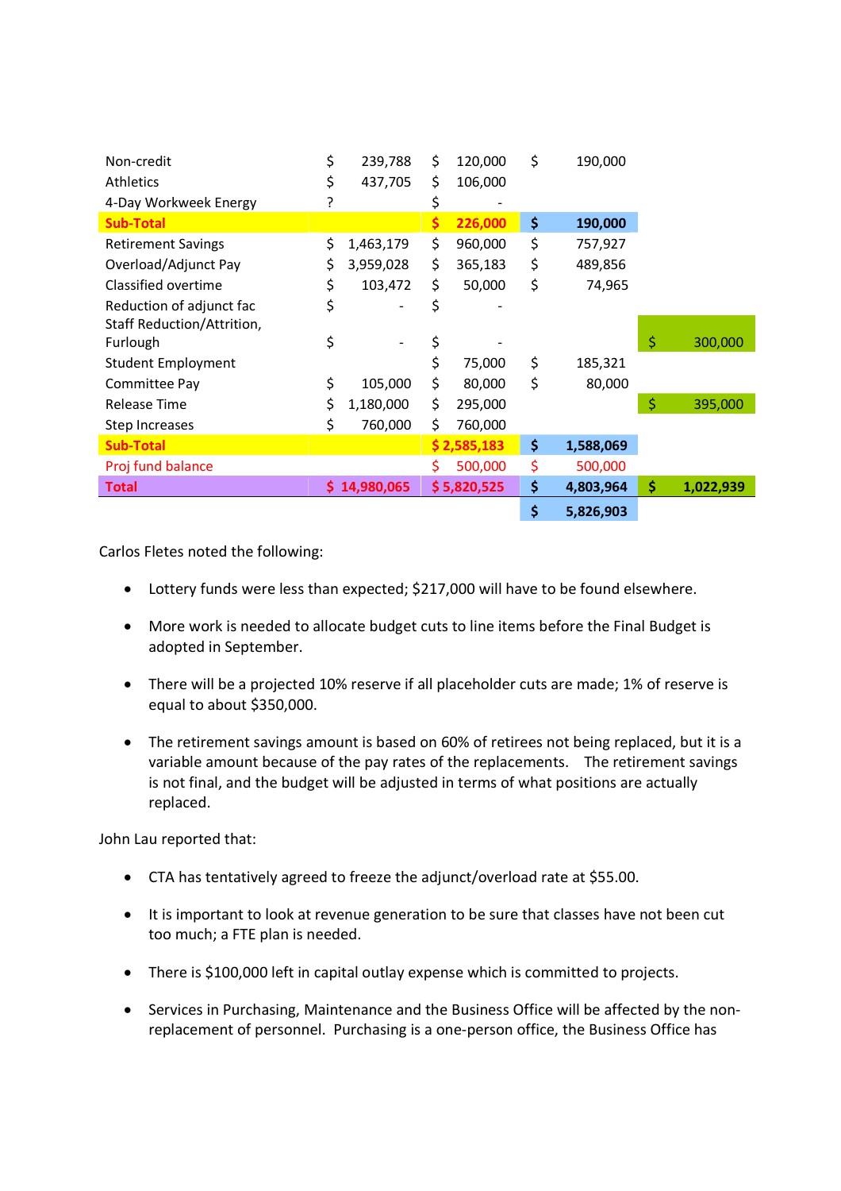| | | | | |
|---|---|---|---|---|
| Non-credit | $ 239,788 | $ 120,000 | $ 190,000 | |
| Athletics | $ 437,705 | $ 106,000 | | |
| 4-Day Workweek Energy | ? | $ - | | |
| **Sub-Total** | | **$ 226,000** | **$ 190,000** | |
| Retirement Savings | $ 1,463,179 | $ 960,000 | $ 757,927 | |
| Overload/Adjunct Pay | $ 3,959,028 | $ 365,183 | $ 489,856 | |
| Classified overtime | $ 103,472 | $ 50,000 | $ 74,965 | |
| Reduction of adjunct fac | $ - | $ - | | |
| Staff Reduction/Attrition, Furlough | $ - | $ - | | $ 300,000 |
| Student Employment | | $ 75,000 | $ 185,321 | |
| Committee Pay | $ 105,000 | $ 80,000 | $ 80,000 | |
| Release Time | $ 1,180,000 | $ 295,000 | | $ 395,000 |
| Step Increases | $ 760,000 | $ 760,000 | | |
| **Sub-Total** | | **$ 2,585,183** | **$ 1,588,069** | |
| Proj fund balance | | $ 500,000 | $ 500,000 | |
| **Total** | **$ 14,980,065** | **$ 5,820,525** | **$ 4,803,964** | **$ 1,022,939** |
| | | | **$ 5,826,903** | |

Carlos Fletes noted the following:

- Lottery funds were less than expected; $217,000 will have to be found elsewhere.
- More work is needed to allocate budget cuts to line items before the Final Budget is adopted in September.
- There will be a projected 10% reserve if all placeholder cuts are made; 1% of reserve is equal to about $350,000.
- The retirement savings amount is based on 60% of retirees not being replaced, but it is a variable amount because of the pay rates of the replacements. The retirement savings is not final, and the budget will be adjusted in terms of what positions are actually replaced.

John Lau reported that:

- CTA has tentatively agreed to freeze the adjunct/overload rate at $55.00.
- It is important to look at revenue generation to be sure that classes have not been cut too much; a FTE plan is needed.
- There is $100,000 left in capital outlay expense which is committed to projects.
- Services in Purchasing, Maintenance and the Business Office will be affected by the non-replacement of personnel. Purchasing is a one-person office, the Business Office has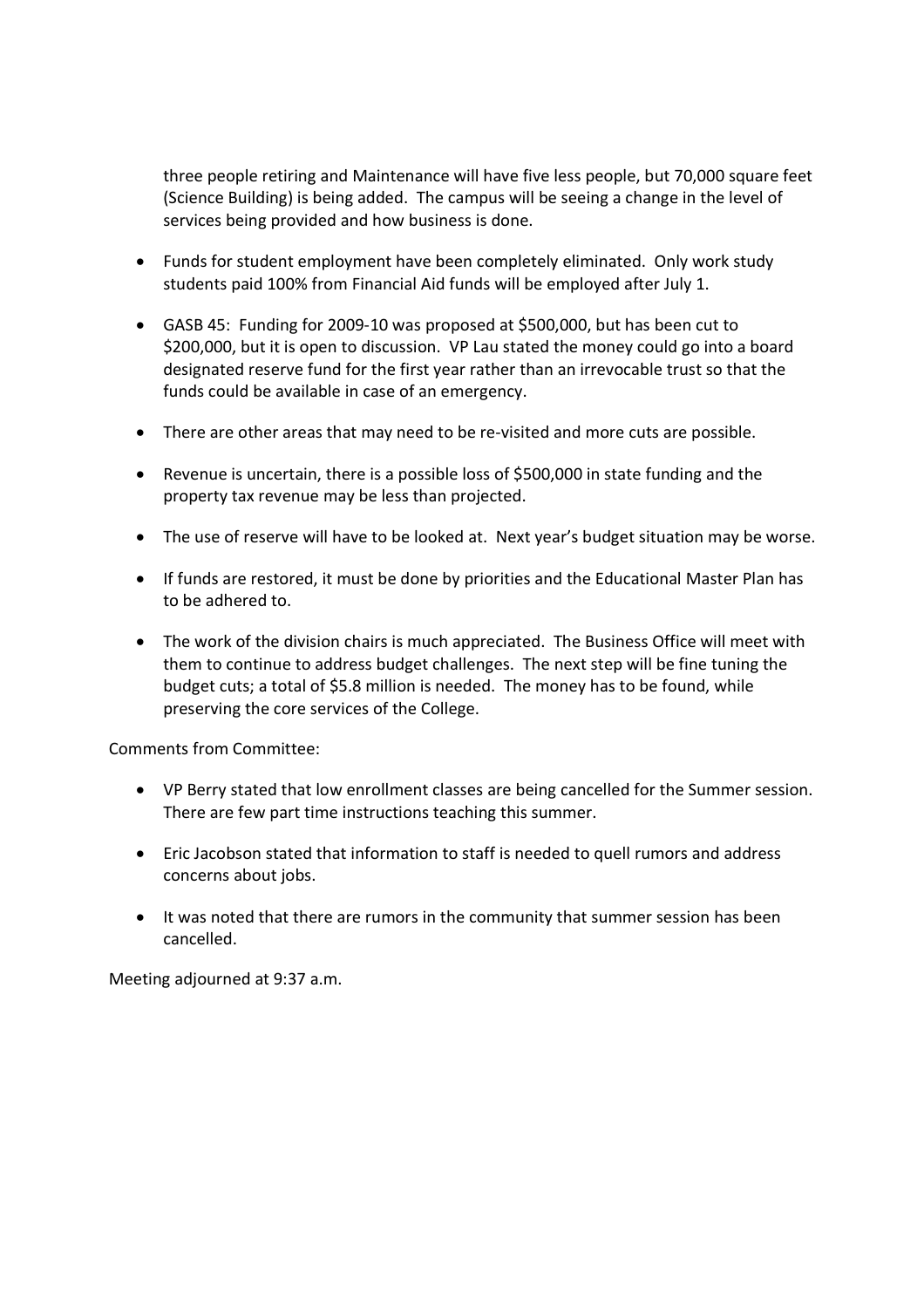three people retiring and Maintenance will have five less people, but 70,000 square feet (Science Building) is being added. The campus will be seeing a change in the level of services being provided and how business is done.

- Funds for student employment have been completely eliminated. Only work study students paid 100% from Financial Aid funds will be employed after July 1.
- GASB 45: Funding for 2009-10 was proposed at $500,000, but has been cut to $200,000, but it is open to discussion. VP Lau stated the money could go into a board designated reserve fund for the first year rather than an irrevocable trust so that the funds could be available in case of an emergency.
- There are other areas that may need to be re-visited and more cuts are possible.
- Revenue is uncertain, there is a possible loss of $500,000 in state funding and the property tax revenue may be less than projected.
- The use of reserve will have to be looked at. Next year's budget situation may be worse.
- If funds are restored, it must be done by priorities and the Educational Master Plan has to be adhered to.
- The work of the division chairs is much appreciated. The Business Office will meet with them to continue to address budget challenges. The next step will be fine tuning the budget cuts; a total of $5.8 million is needed. The money has to be found, while preserving the core services of the College.

Comments from Committee:

- VP Berry stated that low enrollment classes are being cancelled for the Summer session. There are few part time instructions teaching this summer.
- Eric Jacobson stated that information to staff is needed to quell rumors and address concerns about jobs.
- It was noted that there are rumors in the community that summer session has been cancelled.

Meeting adjourned at 9:37 a.m.